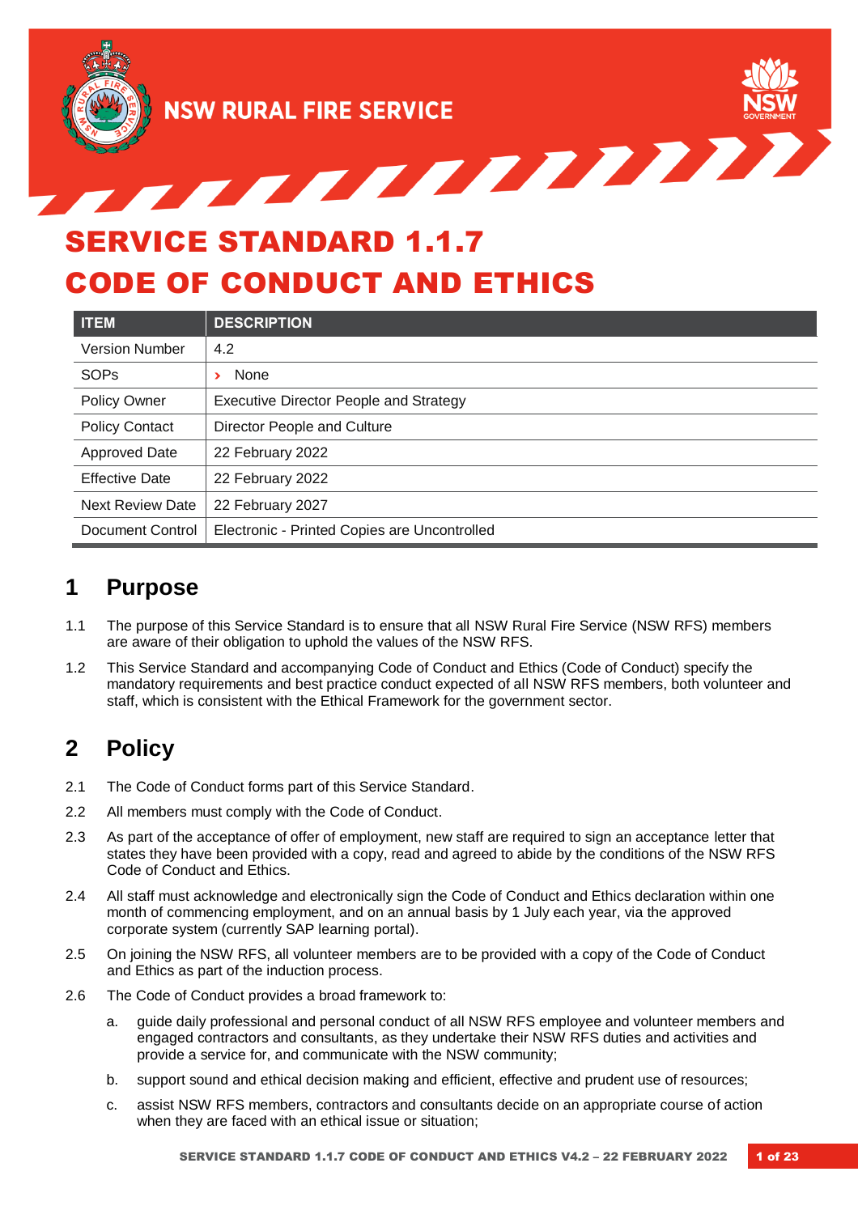NSW RURAL FIRE SERVICE

# SERVICE STANDARD 1.1.7 CODE OF CONDUCT AND ETHICS

| ITEM | DESCRIPTION |
|---|---|
| Version Number | 4.2 |
| SOPs | › None |
| Policy Owner | Executive Director People and Strategy |
| Policy Contact | Director People and Culture |
| Approved Date | 22 February 2022 |
| Effective Date | 22 February 2022 |
| Next Review Date | 22 February 2027 |
| Document Control | Electronic - Printed Copies are Uncontrolled |

## 1 Purpose

1.1 The purpose of this Service Standard is to ensure that all NSW Rural Fire Service (NSW RFS) members are aware of their obligation to uphold the values of the NSW RFS.

1.2 This Service Standard and accompanying Code of Conduct and Ethics (Code of Conduct) specify the mandatory requirements and best practice conduct expected of all NSW RFS members, both volunteer and staff, which is consistent with the Ethical Framework for the government sector.

## 2 Policy

2.1 The Code of Conduct forms part of this Service Standard.

2.2 All members must comply with the Code of Conduct.

2.3 As part of the acceptance of offer of employment, new staff are required to sign an acceptance letter that states they have been provided with a copy, read and agreed to abide by the conditions of the NSW RFS Code of Conduct and Ethics.

2.4 All staff must acknowledge and electronically sign the Code of Conduct and Ethics declaration within one month of commencing employment, and on an annual basis by 1 July each year, via the approved corporate system (currently SAP learning portal).

2.5 On joining the NSW RFS, all volunteer members are to be provided with a copy of the Code of Conduct and Ethics as part of the induction process.

2.6 The Code of Conduct provides a broad framework to:

a. guide daily professional and personal conduct of all NSW RFS employee and volunteer members and engaged contractors and consultants, as they undertake their NSW RFS duties and activities and provide a service for, and communicate with the NSW community;

b. support sound and ethical decision making and efficient, effective and prudent use of resources;

c. assist NSW RFS members, contractors and consultants decide on an appropriate course of action when they are faced with an ethical issue or situation;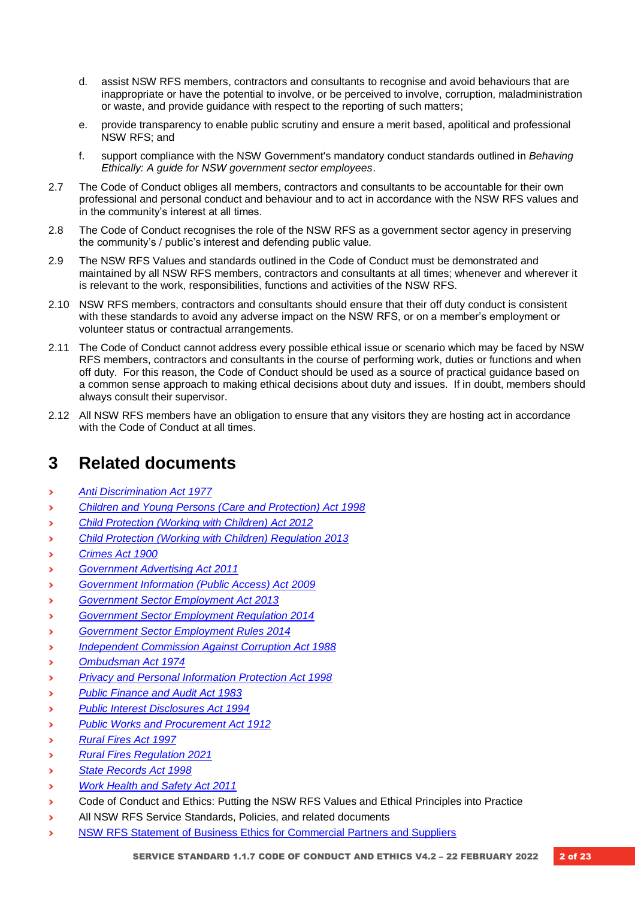d. assist NSW RFS members, contractors and consultants to recognise and avoid behaviours that are inappropriate or have the potential to involve, or be perceived to involve, corruption, maladministration or waste, and provide guidance with respect to the reporting of such matters;

e. provide transparency to enable public scrutiny and ensure a merit based, apolitical and professional NSW RFS; and

f. support compliance with the NSW Government's mandatory conduct standards outlined in *Behaving Ethically: A guide for NSW government sector employees*.

2.7 The Code of Conduct obliges all members, contractors and consultants to be accountable for their own professional and personal conduct and behaviour and to act in accordance with the NSW RFS values and in the community's interest at all times.

2.8 The Code of Conduct recognises the role of the NSW RFS as a government sector agency in preserving the community's / public's interest and defending public value.

2.9 The NSW RFS Values and standards outlined in the Code of Conduct must be demonstrated and maintained by all NSW RFS members, contractors and consultants at all times; whenever and wherever it is relevant to the work, responsibilities, functions and activities of the NSW RFS.

2.10 NSW RFS members, contractors and consultants should ensure that their off duty conduct is consistent with these standards to avoid any adverse impact on the NSW RFS, or on a member's employment or volunteer status or contractual arrangements.

2.11 The Code of Conduct cannot address every possible ethical issue or scenario which may be faced by NSW RFS members, contractors and consultants in the course of performing work, duties or functions and when off duty. For this reason, the Code of Conduct should be used as a source of practical guidance based on a common sense approach to making ethical decisions about duty and issues. If in doubt, members should always consult their supervisor.

2.12 All NSW RFS members have an obligation to ensure that any visitors they are hosting act in accordance with the Code of Conduct at all times.

# 3 Related documents

- *Anti Discrimination Act 1977*
- *Children and Young Persons (Care and Protection) Act 1998*
- *Child Protection (Working with Children) Act 2012*
- *Child Protection (Working with Children) Regulation 2013*
- *Crimes Act 1900*
- *Government Advertising Act 2011*
- *Government Information (Public Access) Act 2009*
- *Government Sector Employment Act 2013*
- *Government Sector Employment Regulation 2014*
- *Government Sector Employment Rules 2014*
- *Independent Commission Against Corruption Act 1988*
- *Ombudsman Act 1974*
- *Privacy and Personal Information Protection Act 1998*
- *Public Finance and Audit Act 1983*
- *Public Interest Disclosures Act 1994*
- *Public Works and Procurement Act 1912*
- *Rural Fires Act 1997*
- *Rural Fires Regulation 2021*
- *State Records Act 1998*
- *Work Health and Safety Act 2011*
- Code of Conduct and Ethics: Putting the NSW RFS Values and Ethical Principles into Practice
- All NSW RFS Service Standards, Policies, and related documents
- NSW RFS Statement of Business Ethics for Commercial Partners and Suppliers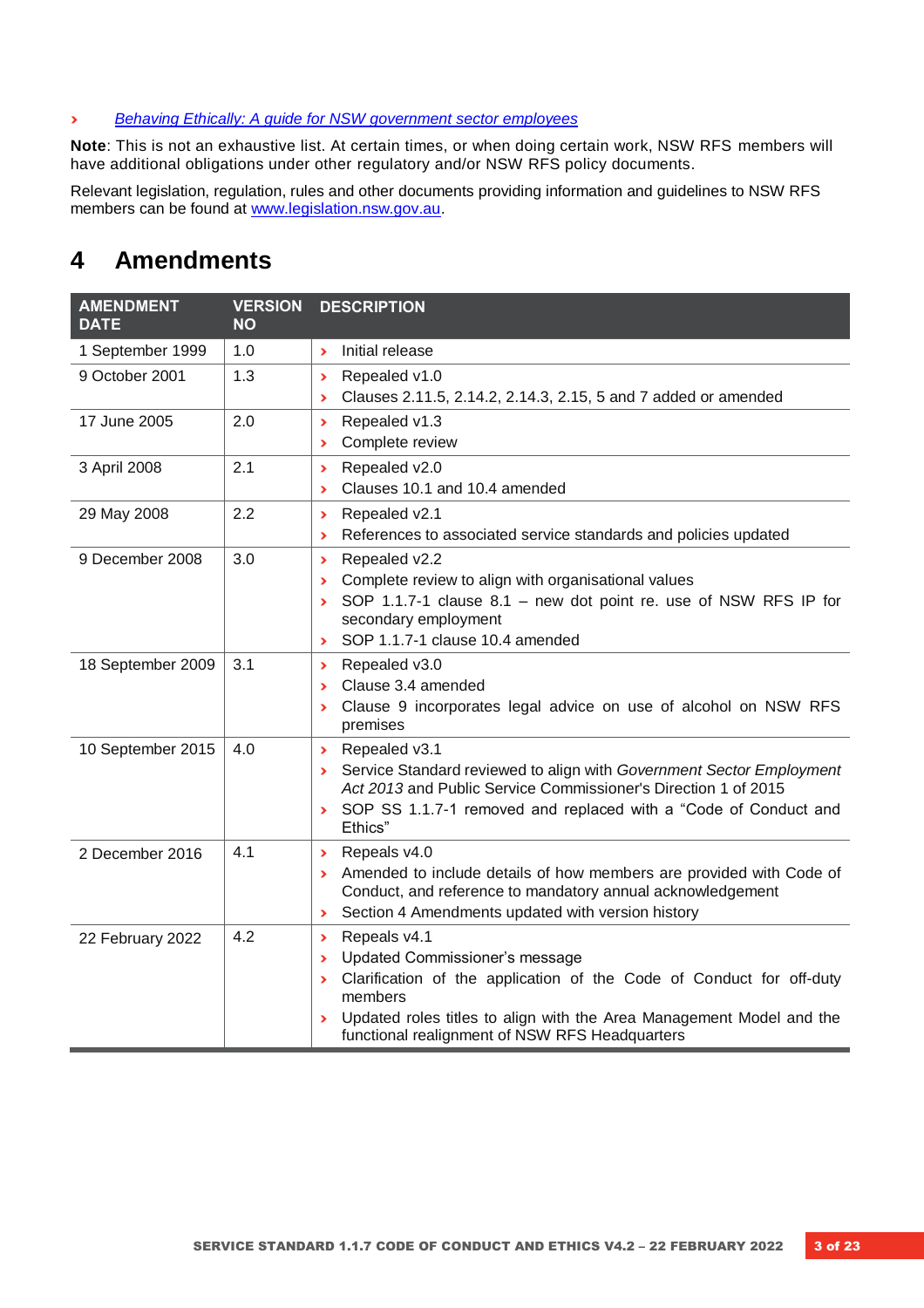- *Behaving Ethically: A guide for NSW government sector employees*

**Note**: This is not an exhaustive list. At certain times, or when doing certain work, NSW RFS members will have additional obligations under other regulatory and/or NSW RFS policy documents.

Relevant legislation, regulation, rules and other documents providing information and guidelines to NSW RFS members can be found at www.legislation.nsw.gov.au.

# 4 Amendments

| AMENDMENT DATE | VERSION NO | DESCRIPTION |
|---|---|---|
| 1 September 1999 | 1.0 | › Initial release |
| 9 October 2001 | 1.3 | › Repealed v1.0<br>› Clauses 2.11.5, 2.14.2, 2.14.3, 2.15, 5 and 7 added or amended |
| 17 June 2005 | 2.0 | › Repealed v1.3<br>› Complete review |
| 3 April 2008 | 2.1 | › Repealed v2.0<br>› Clauses 10.1 and 10.4 amended |
| 29 May 2008 | 2.2 | › Repealed v2.1<br>› References to associated service standards and policies updated |
| 9 December 2008 | 3.0 | › Repealed v2.2<br>› Complete review to align with organisational values<br>› SOP 1.1.7-1 clause 8.1 – new dot point re. use of NSW RFS IP for secondary employment<br>› SOP 1.1.7-1 clause 10.4 amended |
| 18 September 2009 | 3.1 | › Repealed v3.0<br>› Clause 3.4 amended<br>› Clause 9 incorporates legal advice on use of alcohol on NSW RFS premises |
| 10 September 2015 | 4.0 | › Repealed v3.1<br>› Service Standard reviewed to align with *Government Sector Employment Act 2013* and Public Service Commissioner's Direction 1 of 2015<br>› SOP SS 1.1.7-1 removed and replaced with a "Code of Conduct and Ethics" |
| 2 December 2016 | 4.1 | › Repeals v4.0<br>› Amended to include details of how members are provided with Code of Conduct, and reference to mandatory annual acknowledgement<br>› Section 4 Amendments updated with version history |
| 22 February 2022 | 4.2 | › Repeals v4.1<br>› Updated Commissioner's message<br>› Clarification of the application of the Code of Conduct for off-duty members<br>› Updated roles titles to align with the Area Management Model and the functional realignment of NSW RFS Headquarters |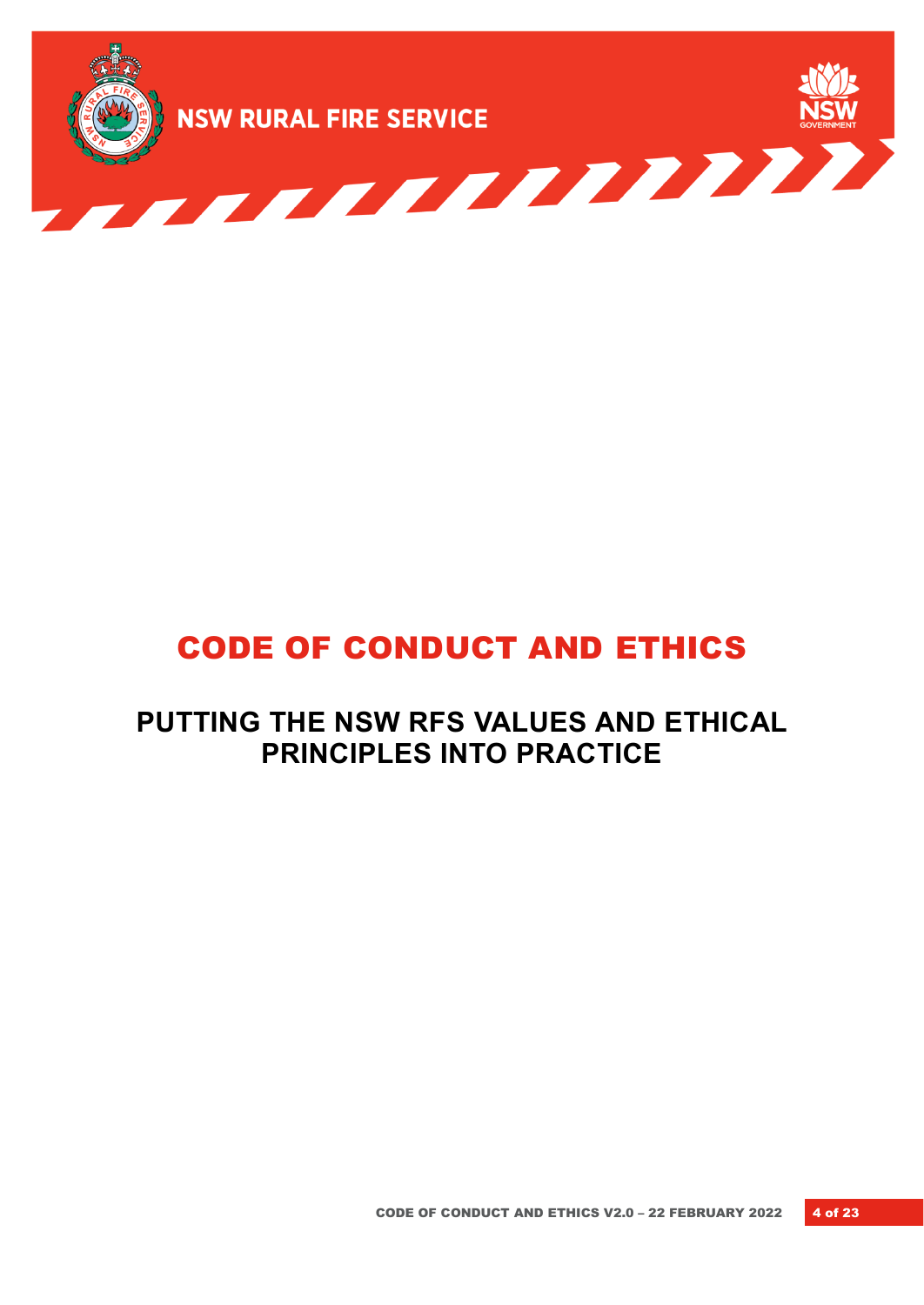# CODE OF CONDUCT AND ETHICS

## PUTTING THE NSW RFS VALUES AND ETHICAL PRINCIPLES INTO PRACTICE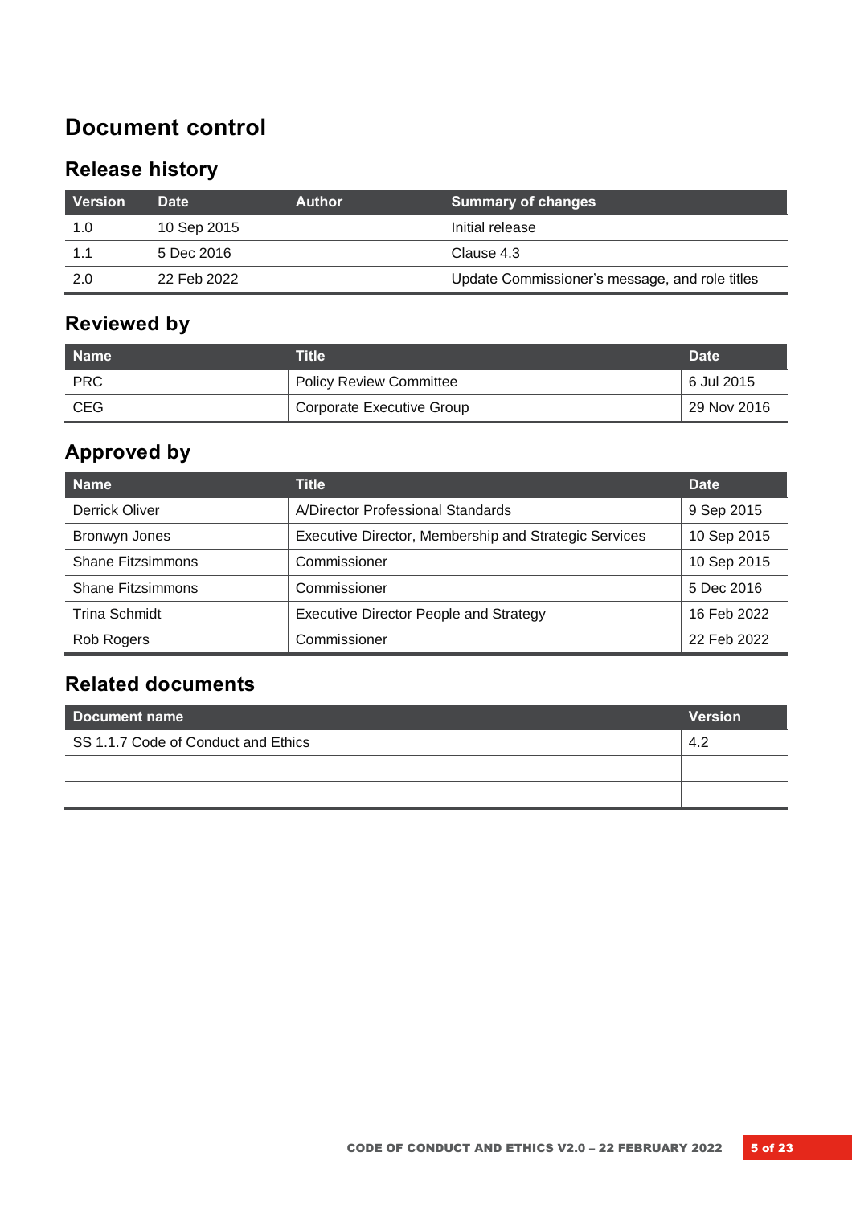# Document control

## Release history

| Version | Date | Author | Summary of changes |
|---|---|---|---|
| 1.0 | 10 Sep 2015 | | Initial release |
| 1.1 | 5 Dec 2016 | | Clause 4.3 |
| 2.0 | 22 Feb 2022 | | Update Commissioner's message, and role titles |

## Reviewed by

| Name | Title | Date |
|---|---|---|
| PRC | Policy Review Committee | 6 Jul 2015 |
| CEG | Corporate Executive Group | 29 Nov 2016 |

## Approved by

| Name | Title | Date |
|---|---|---|
| Derrick Oliver | A/Director Professional Standards | 9 Sep 2015 |
| Bronwyn Jones | Executive Director, Membership and Strategic Services | 10 Sep 2015 |
| Shane Fitzsimmons | Commissioner | 10 Sep 2015 |
| Shane Fitzsimmons | Commissioner | 5 Dec 2016 |
| Trina Schmidt | Executive Director People and Strategy | 16 Feb 2022 |
| Rob Rogers | Commissioner | 22 Feb 2022 |

## Related documents

| Document name | Version |
|---|---|
| SS 1.1.7 Code of Conduct and Ethics | 4.2 |
| | |
| | |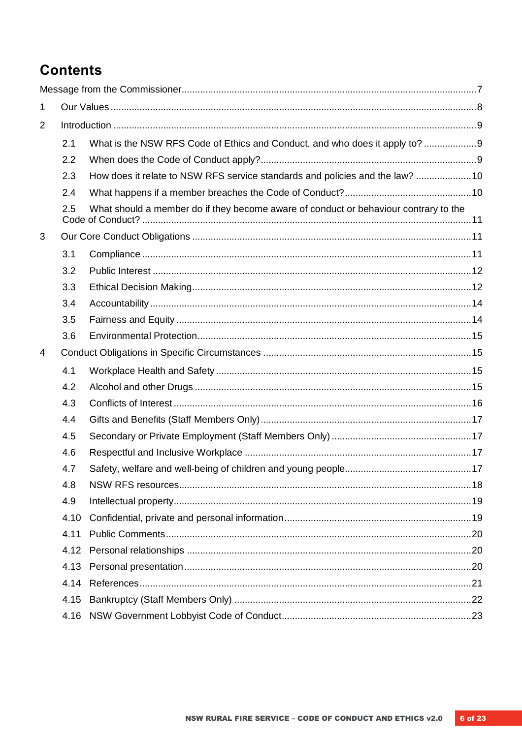# Contents

Message from the Commissioner .......... 7

1 Our Values .......... 8

2 Introduction .......... 9

- 2.1 What is the NSW RFS Code of Ethics and Conduct, and who does it apply to? .......... 9
- 2.2 When does the Code of Conduct apply? .......... 9
- 2.3 How does it relate to NSW RFS service standards and policies and the law? .......... 10
- 2.4 What happens if a member breaches the Code of Conduct? .......... 10
- 2.5 What should a member do if they become aware of conduct or behaviour contrary to the Code of Conduct? .......... 11

3 Our Core Conduct Obligations .......... 11

- 3.1 Compliance .......... 11
- 3.2 Public Interest .......... 12
- 3.3 Ethical Decision Making .......... 12
- 3.4 Accountability .......... 14
- 3.5 Fairness and Equity .......... 14
- 3.6 Environmental Protection .......... 15

4 Conduct Obligations in Specific Circumstances .......... 15

- 4.1 Workplace Health and Safety .......... 15
- 4.2 Alcohol and other Drugs .......... 15
- 4.3 Conflicts of Interest .......... 16
- 4.4 Gifts and Benefits (Staff Members Only) .......... 17
- 4.5 Secondary or Private Employment (Staff Members Only) .......... 17
- 4.6 Respectful and Inclusive Workplace .......... 17
- 4.7 Safety, welfare and well-being of children and young people .......... 17
- 4.8 NSW RFS resources .......... 18
- 4.9 Intellectual property .......... 19
- 4.10 Confidential, private and personal information .......... 19
- 4.11 Public Comments .......... 20
- 4.12 Personal relationships .......... 20
- 4.13 Personal presentation .......... 20
- 4.14 References .......... 21
- 4.15 Bankruptcy (Staff Members Only) .......... 22
- 4.16 NSW Government Lobbyist Code of Conduct .......... 23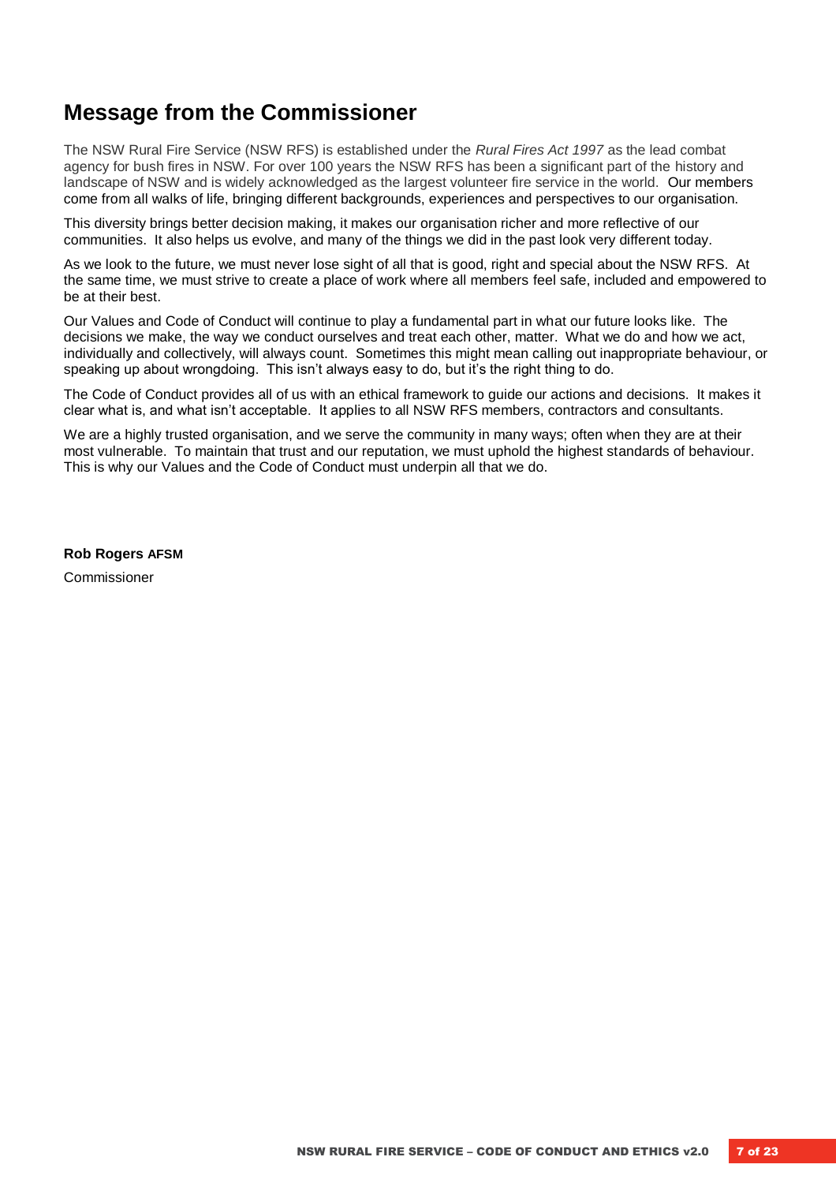## Message from the Commissioner

The NSW Rural Fire Service (NSW RFS) is established under the *Rural Fires Act 1997* as the lead combat agency for bush fires in NSW. For over 100 years the NSW RFS has been a significant part of the history and landscape of NSW and is widely acknowledged as the largest volunteer fire service in the world. Our members come from all walks of life, bringing different backgrounds, experiences and perspectives to our organisation.

This diversity brings better decision making, it makes our organisation richer and more reflective of our communities. It also helps us evolve, and many of the things we did in the past look very different today.

As we look to the future, we must never lose sight of all that is good, right and special about the NSW RFS. At the same time, we must strive to create a place of work where all members feel safe, included and empowered to be at their best.

Our Values and Code of Conduct will continue to play a fundamental part in what our future looks like. The decisions we make, the way we conduct ourselves and treat each other, matter. What we do and how we act, individually and collectively, will always count. Sometimes this might mean calling out inappropriate behaviour, or speaking up about wrongdoing. This isn't always easy to do, but it's the right thing to do.

The Code of Conduct provides all of us with an ethical framework to guide our actions and decisions. It makes it clear what is, and what isn't acceptable. It applies to all NSW RFS members, contractors and consultants.

We are a highly trusted organisation, and we serve the community in many ways; often when they are at their most vulnerable. To maintain that trust and our reputation, we must uphold the highest standards of behaviour. This is why our Values and the Code of Conduct must underpin all that we do.

**Rob Rogers AFSM**

Commissioner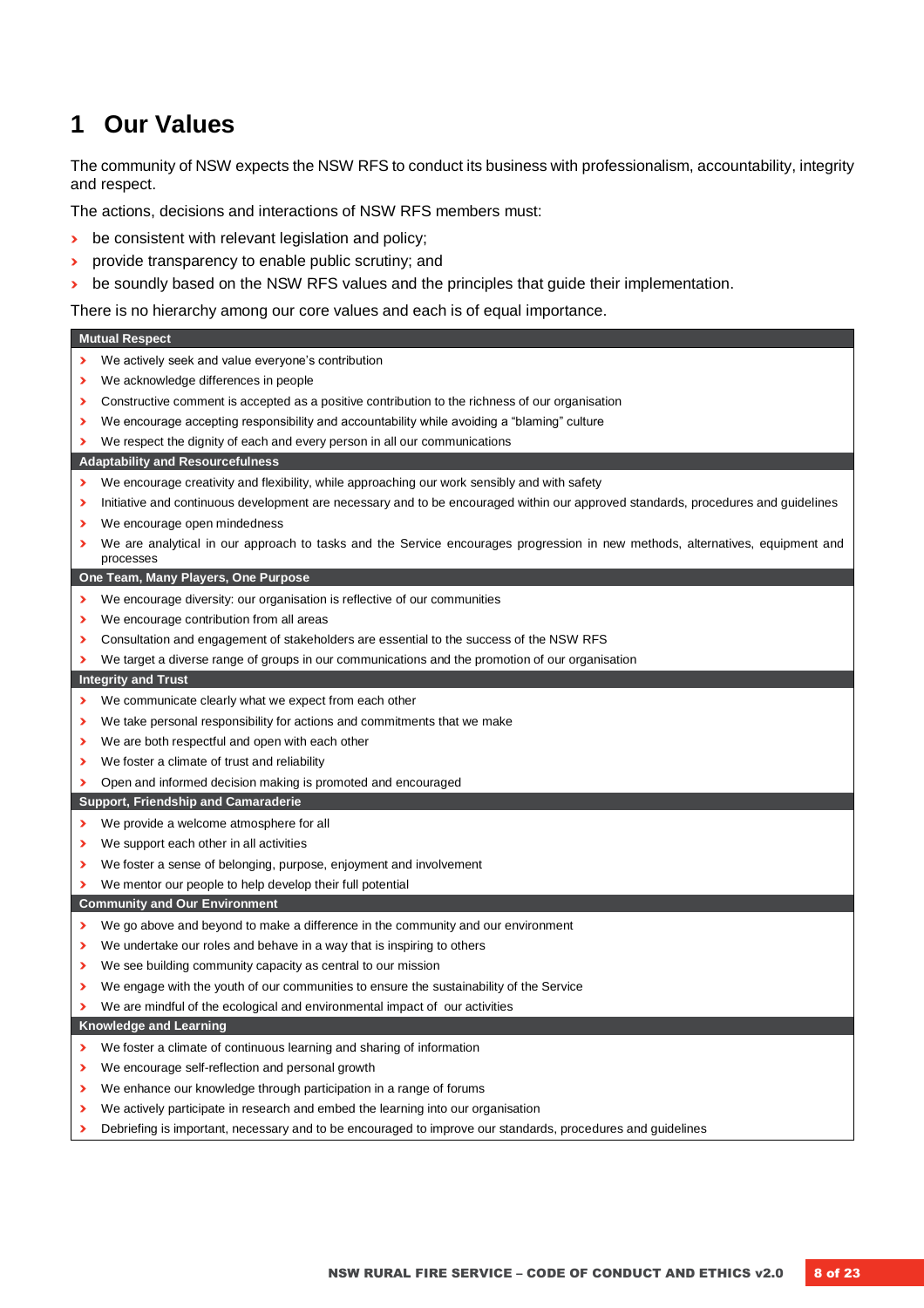# 1 Our Values

The community of NSW expects the NSW RFS to conduct its business with professionalism, accountability, integrity and respect.

The actions, decisions and interactions of NSW RFS members must:

- be consistent with relevant legislation and policy;
- provide transparency to enable public scrutiny; and
- be soundly based on the NSW RFS values and the principles that guide their implementation.

There is no hierarchy among our core values and each is of equal importance.

**Mutual Respect**

- We actively seek and value everyone's contribution
- We acknowledge differences in people
- Constructive comment is accepted as a positive contribution to the richness of our organisation
- We encourage accepting responsibility and accountability while avoiding a "blaming" culture
- We respect the dignity of each and every person in all our communications

**Adaptability and Resourcefulness**

- We encourage creativity and flexibility, while approaching our work sensibly and with safety
- Initiative and continuous development are necessary and to be encouraged within our approved standards, procedures and guidelines
- We encourage open mindedness
- We are analytical in our approach to tasks and the Service encourages progression in new methods, alternatives, equipment and processes

**One Team, Many Players, One Purpose**

- We encourage diversity: our organisation is reflective of our communities
- We encourage contribution from all areas
- Consultation and engagement of stakeholders are essential to the success of the NSW RFS
- We target a diverse range of groups in our communications and the promotion of our organisation

**Integrity and Trust**

- We communicate clearly what we expect from each other
- We take personal responsibility for actions and commitments that we make
- We are both respectful and open with each other
- We foster a climate of trust and reliability
- Open and informed decision making is promoted and encouraged

**Support, Friendship and Camaraderie**

- We provide a welcome atmosphere for all
- We support each other in all activities
- We foster a sense of belonging, purpose, enjoyment and involvement
- We mentor our people to help develop their full potential

**Community and Our Environment**

- We go above and beyond to make a difference in the community and our environment
- We undertake our roles and behave in a way that is inspiring to others
- We see building community capacity as central to our mission
- We engage with the youth of our communities to ensure the sustainability of the Service
- We are mindful of the ecological and environmental impact of our activities

**Knowledge and Learning**

- We foster a climate of continuous learning and sharing of information
- We encourage self-reflection and personal growth
- We enhance our knowledge through participation in a range of forums
- We actively participate in research and embed the learning into our organisation
- Debriefing is important, necessary and to be encouraged to improve our standards, procedures and guidelines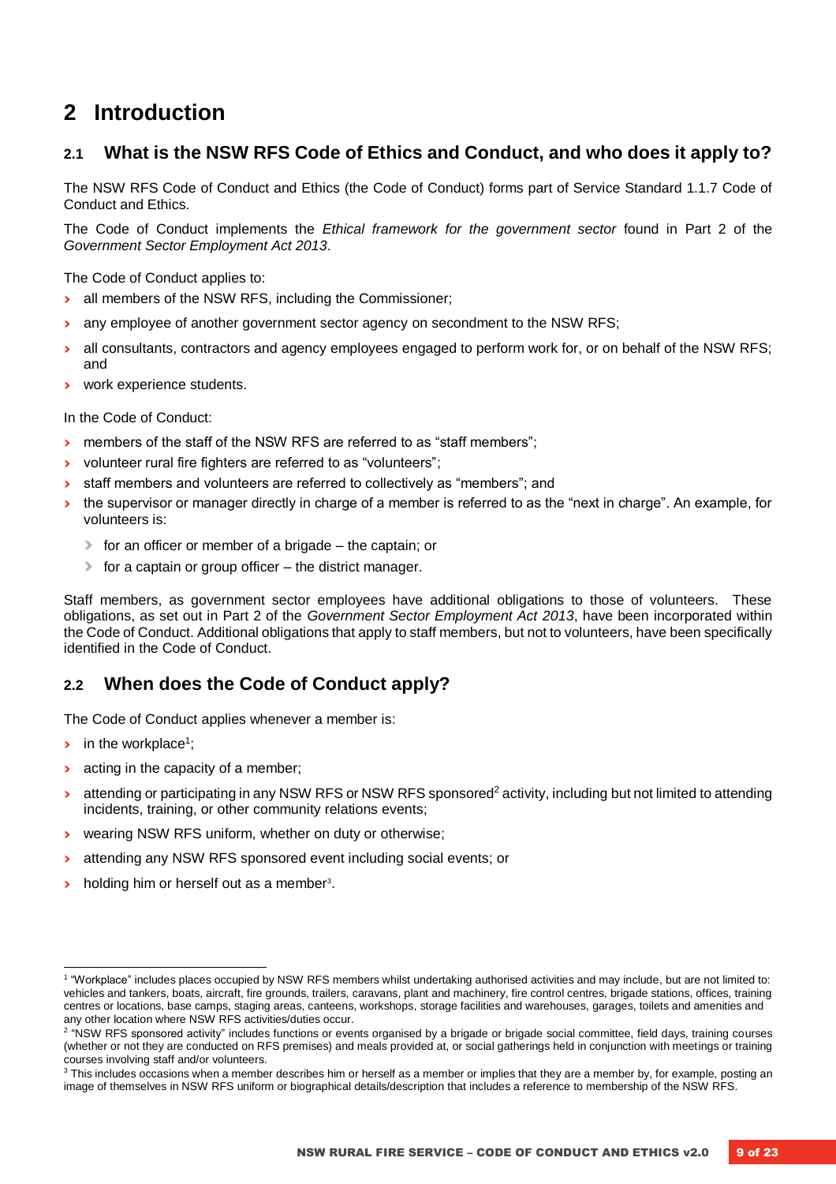# 2 Introduction

## 2.1 What is the NSW RFS Code of Ethics and Conduct, and who does it apply to?

The NSW RFS Code of Conduct and Ethics (the Code of Conduct) forms part of Service Standard 1.1.7 Code of Conduct and Ethics.

The Code of Conduct implements the *Ethical framework for the government sector* found in Part 2 of the *Government Sector Employment Act 2013*.

The Code of Conduct applies to:

- all members of the NSW RFS, including the Commissioner;
- any employee of another government sector agency on secondment to the NSW RFS;
- all consultants, contractors and agency employees engaged to perform work for, or on behalf of the NSW RFS; and
- work experience students.

In the Code of Conduct:

- members of the staff of the NSW RFS are referred to as "staff members";
- volunteer rural fire fighters are referred to as "volunteers";
- staff members and volunteers are referred to collectively as "members"; and
- the supervisor or manager directly in charge of a member is referred to as the "next in charge". An example, for volunteers is:
  - for an officer or member of a brigade – the captain; or
  - for a captain or group officer – the district manager.

Staff members, as government sector employees have additional obligations to those of volunteers. These obligations, as set out in Part 2 of the *Government Sector Employment Act 2013*, have been incorporated within the Code of Conduct. Additional obligations that apply to staff members, but not to volunteers, have been specifically identified in the Code of Conduct.

## 2.2 When does the Code of Conduct apply?

The Code of Conduct applies whenever a member is:

- in the workplace[1];
- acting in the capacity of a member;
- attending or participating in any NSW RFS or NSW RFS sponsored[2] activity, including but not limited to attending incidents, training, or other community relations events;
- wearing NSW RFS uniform, whether on duty or otherwise;
- attending any NSW RFS sponsored event including social events; or
- holding him or herself out as a member[3].

---

[1] "Workplace" includes places occupied by NSW RFS members whilst undertaking authorised activities and may include, but are not limited to: vehicles and tankers, boats, aircraft, fire grounds, trailers, caravans, plant and machinery, fire control centres, brigade stations, offices, training centres or locations, base camps, staging areas, canteens, workshops, storage facilities and warehouses, garages, toilets and amenities and any other location where NSW RFS activities/duties occur.

[2] "NSW RFS sponsored activity" includes functions or events organised by a brigade or brigade social committee, field days, training courses (whether or not they are conducted on RFS premises) and meals provided at, or social gatherings held in conjunction with meetings or training courses involving staff and/or volunteers.

[3] This includes occasions when a member describes him or herself as a member or implies that they are a member by, for example, posting an image of themselves in NSW RFS uniform or biographical details/description that includes a reference to membership of the NSW RFS.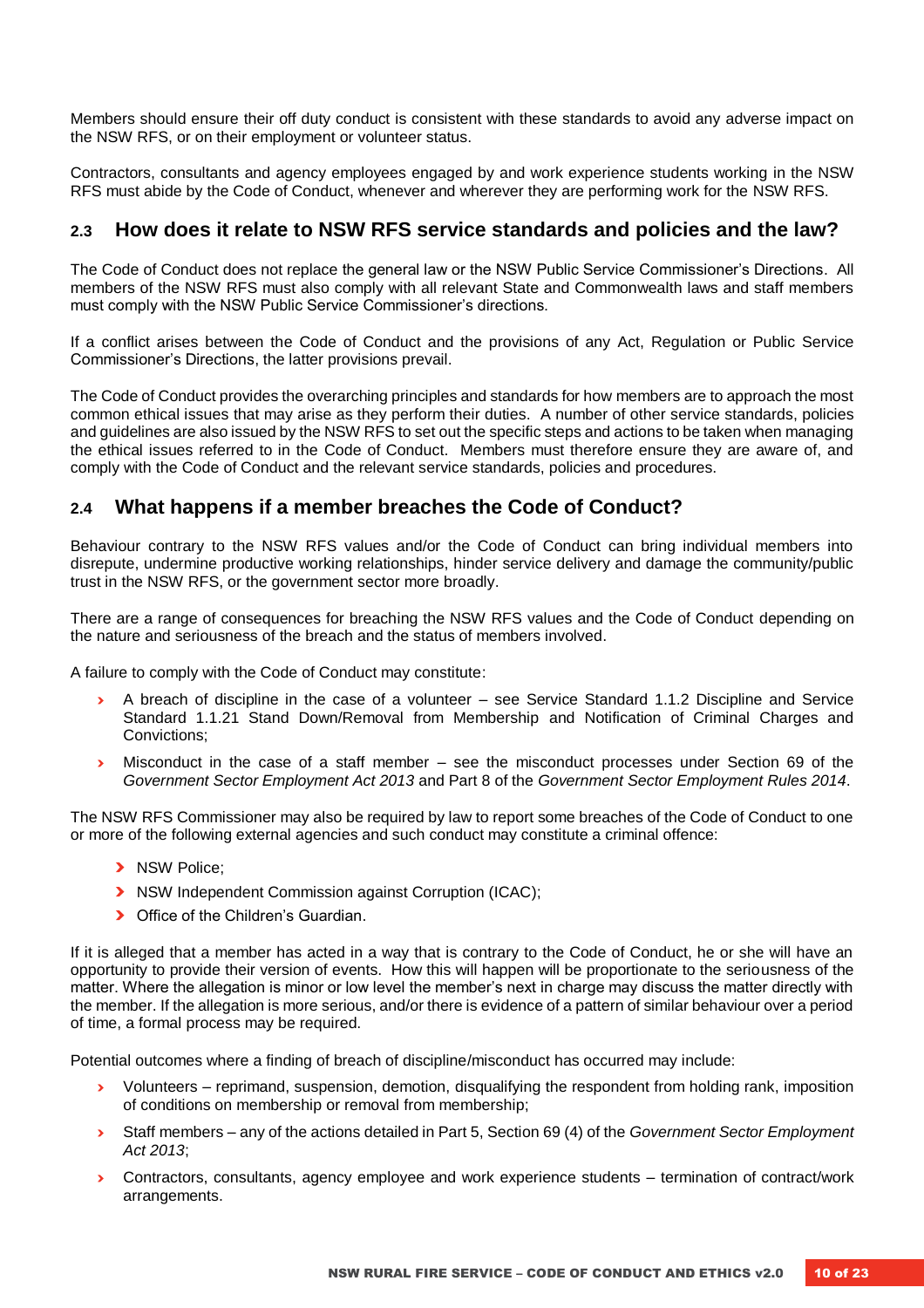Members should ensure their off duty conduct is consistent with these standards to avoid any adverse impact on the NSW RFS, or on their employment or volunteer status.

Contractors, consultants and agency employees engaged by and work experience students working in the NSW RFS must abide by the Code of Conduct, whenever and wherever they are performing work for the NSW RFS.

## 2.3 How does it relate to NSW RFS service standards and policies and the law?

The Code of Conduct does not replace the general law or the NSW Public Service Commissioner's Directions. All members of the NSW RFS must also comply with all relevant State and Commonwealth laws and staff members must comply with the NSW Public Service Commissioner's directions.

If a conflict arises between the Code of Conduct and the provisions of any Act, Regulation or Public Service Commissioner's Directions, the latter provisions prevail.

The Code of Conduct provides the overarching principles and standards for how members are to approach the most common ethical issues that may arise as they perform their duties. A number of other service standards, policies and guidelines are also issued by the NSW RFS to set out the specific steps and actions to be taken when managing the ethical issues referred to in the Code of Conduct. Members must therefore ensure they are aware of, and comply with the Code of Conduct and the relevant service standards, policies and procedures.

## 2.4 What happens if a member breaches the Code of Conduct?

Behaviour contrary to the NSW RFS values and/or the Code of Conduct can bring individual members into disrepute, undermine productive working relationships, hinder service delivery and damage the community/public trust in the NSW RFS, or the government sector more broadly.

There are a range of consequences for breaching the NSW RFS values and the Code of Conduct depending on the nature and seriousness of the breach and the status of members involved.

A failure to comply with the Code of Conduct may constitute:

- A breach of discipline in the case of a volunteer – see Service Standard 1.1.2 Discipline and Service Standard 1.1.21 Stand Down/Removal from Membership and Notification of Criminal Charges and Convictions;
- Misconduct in the case of a staff member – see the misconduct processes under Section 69 of the *Government Sector Employment Act 2013* and Part 8 of the *Government Sector Employment Rules 2014*.

The NSW RFS Commissioner may also be required by law to report some breaches of the Code of Conduct to one or more of the following external agencies and such conduct may constitute a criminal offence:

- NSW Police;
- NSW Independent Commission against Corruption (ICAC);
- Office of the Children's Guardian.

If it is alleged that a member has acted in a way that is contrary to the Code of Conduct, he or she will have an opportunity to provide their version of events. How this will happen will be proportionate to the seriousness of the matter. Where the allegation is minor or low level the member's next in charge may discuss the matter directly with the member. If the allegation is more serious, and/or there is evidence of a pattern of similar behaviour over a period of time, a formal process may be required.

Potential outcomes where a finding of breach of discipline/misconduct has occurred may include:

- Volunteers – reprimand, suspension, demotion, disqualifying the respondent from holding rank, imposition of conditions on membership or removal from membership;
- Staff members – any of the actions detailed in Part 5, Section 69 (4) of the *Government Sector Employment Act 2013*;
- Contractors, consultants, agency employee and work experience students – termination of contract/work arrangements.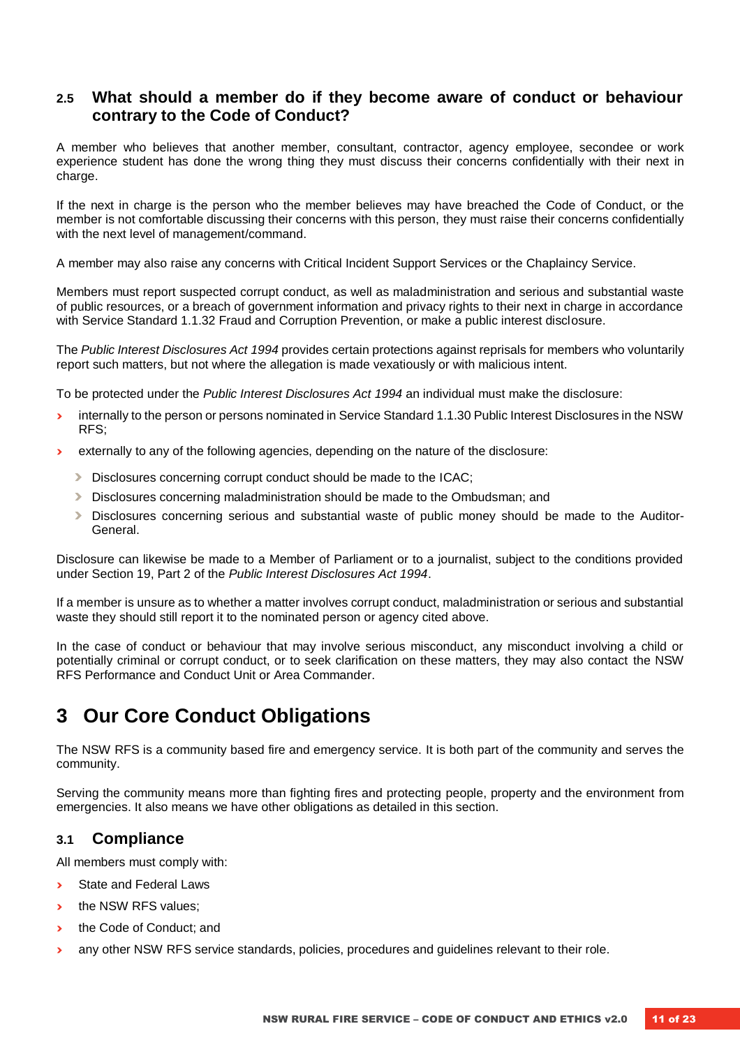### 2.5 What should a member do if they become aware of conduct or behaviour contrary to the Code of Conduct?

A member who believes that another member, consultant, contractor, agency employee, secondee or work experience student has done the wrong thing they must discuss their concerns confidentially with their next in charge.

If the next in charge is the person who the member believes may have breached the Code of Conduct, or the member is not comfortable discussing their concerns with this person, they must raise their concerns confidentially with the next level of management/command.

A member may also raise any concerns with Critical Incident Support Services or the Chaplaincy Service.

Members must report suspected corrupt conduct, as well as maladministration and serious and substantial waste of public resources, or a breach of government information and privacy rights to their next in charge in accordance with Service Standard 1.1.32 Fraud and Corruption Prevention, or make a public interest disclosure.

The *Public Interest Disclosures Act 1994* provides certain protections against reprisals for members who voluntarily report such matters, but not where the allegation is made vexatiously or with malicious intent.

To be protected under the *Public Interest Disclosures Act 1994* an individual must make the disclosure:

- internally to the person or persons nominated in Service Standard 1.1.30 Public Interest Disclosures in the NSW RFS;
- externally to any of the following agencies, depending on the nature of the disclosure:
  - Disclosures concerning corrupt conduct should be made to the ICAC;
  - Disclosures concerning maladministration should be made to the Ombudsman; and
  - Disclosures concerning serious and substantial waste of public money should be made to the Auditor-General.

Disclosure can likewise be made to a Member of Parliament or to a journalist, subject to the conditions provided under Section 19, Part 2 of the *Public Interest Disclosures Act 1994*.

If a member is unsure as to whether a matter involves corrupt conduct, maladministration or serious and substantial waste they should still report it to the nominated person or agency cited above.

In the case of conduct or behaviour that may involve serious misconduct, any misconduct involving a child or potentially criminal or corrupt conduct, or to seek clarification on these matters, they may also contact the NSW RFS Performance and Conduct Unit or Area Commander.

# 3 Our Core Conduct Obligations

The NSW RFS is a community based fire and emergency service. It is both part of the community and serves the community.

Serving the community means more than fighting fires and protecting people, property and the environment from emergencies. It also means we have other obligations as detailed in this section.

### 3.1 Compliance

All members must comply with:

- State and Federal Laws
- the NSW RFS values;
- the Code of Conduct; and
- any other NSW RFS service standards, policies, procedures and guidelines relevant to their role.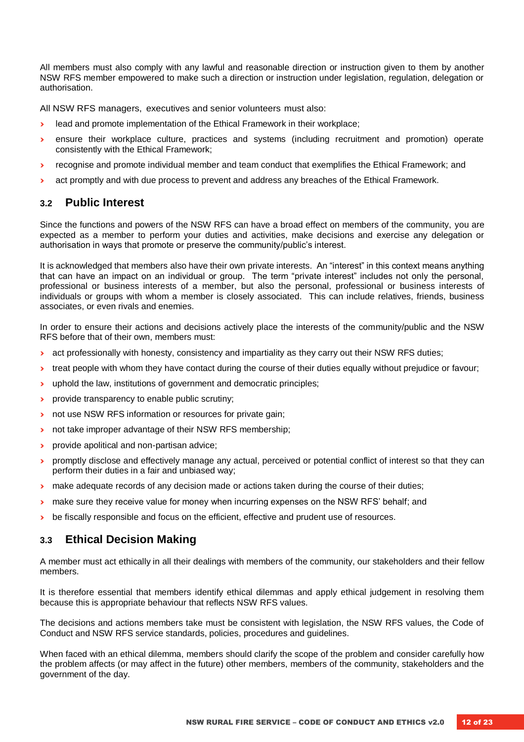All members must also comply with any lawful and reasonable direction or instruction given to them by another NSW RFS member empowered to make such a direction or instruction under legislation, regulation, delegation or authorisation.

All NSW RFS managers, executives and senior volunteers must also:

- lead and promote implementation of the Ethical Framework in their workplace;
- ensure their workplace culture, practices and systems (including recruitment and promotion) operate consistently with the Ethical Framework;
- recognise and promote individual member and team conduct that exemplifies the Ethical Framework; and
- act promptly and with due process to prevent and address any breaches of the Ethical Framework.

## 3.2 Public Interest

Since the functions and powers of the NSW RFS can have a broad effect on members of the community, you are expected as a member to perform your duties and activities, make decisions and exercise any delegation or authorisation in ways that promote or preserve the community/public's interest.

It is acknowledged that members also have their own private interests. An "interest" in this context means anything that can have an impact on an individual or group. The term "private interest" includes not only the personal, professional or business interests of a member, but also the personal, professional or business interests of individuals or groups with whom a member is closely associated. This can include relatives, friends, business associates, or even rivals and enemies.

In order to ensure their actions and decisions actively place the interests of the community/public and the NSW RFS before that of their own, members must:

- act professionally with honesty, consistency and impartiality as they carry out their NSW RFS duties;
- treat people with whom they have contact during the course of their duties equally without prejudice or favour;
- uphold the law, institutions of government and democratic principles;
- provide transparency to enable public scrutiny;
- not use NSW RFS information or resources for private gain;
- not take improper advantage of their NSW RFS membership;
- provide apolitical and non-partisan advice;
- promptly disclose and effectively manage any actual, perceived or potential conflict of interest so that they can perform their duties in a fair and unbiased way;
- make adequate records of any decision made or actions taken during the course of their duties;
- make sure they receive value for money when incurring expenses on the NSW RFS' behalf; and
- be fiscally responsible and focus on the efficient, effective and prudent use of resources.

## 3.3 Ethical Decision Making

A member must act ethically in all their dealings with members of the community, our stakeholders and their fellow members.

It is therefore essential that members identify ethical dilemmas and apply ethical judgement in resolving them because this is appropriate behaviour that reflects NSW RFS values.

The decisions and actions members take must be consistent with legislation, the NSW RFS values, the Code of Conduct and NSW RFS service standards, policies, procedures and guidelines.

When faced with an ethical dilemma, members should clarify the scope of the problem and consider carefully how the problem affects (or may affect in the future) other members, members of the community, stakeholders and the government of the day.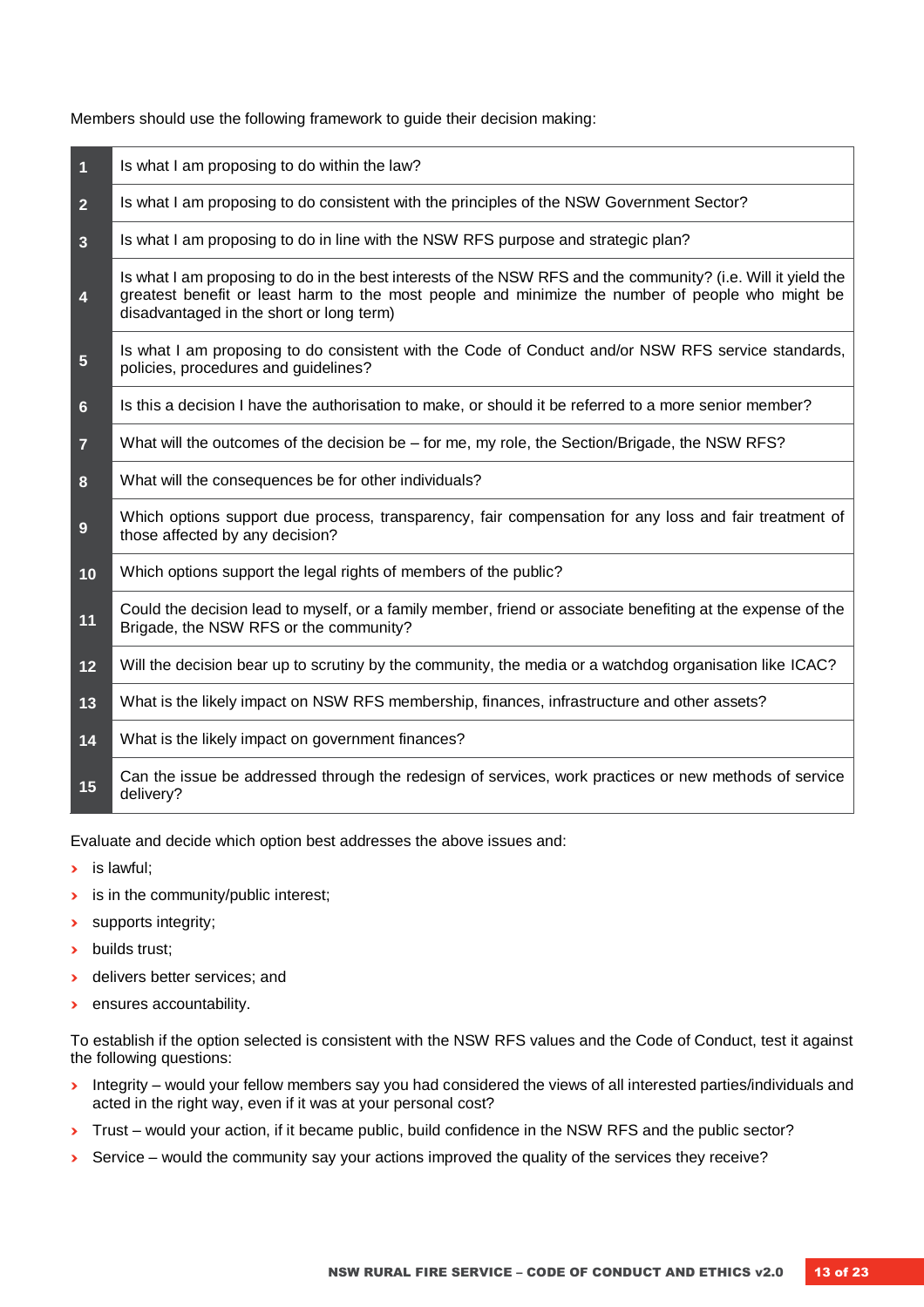Members should use the following framework to guide their decision making:

| | |
|---|---|
| 1 | Is what I am proposing to do within the law? |
| 2 | Is what I am proposing to do consistent with the principles of the NSW Government Sector? |
| 3 | Is what I am proposing to do in line with the NSW RFS purpose and strategic plan? |
| 4 | Is what I am proposing to do in the best interests of the NSW RFS and the community? (i.e. Will it yield the greatest benefit or least harm to the most people and minimize the number of people who might be disadvantaged in the short or long term) |
| 5 | Is what I am proposing to do consistent with the Code of Conduct and/or NSW RFS service standards, policies, procedures and guidelines? |
| 6 | Is this a decision I have the authorisation to make, or should it be referred to a more senior member? |
| 7 | What will the outcomes of the decision be – for me, my role, the Section/Brigade, the NSW RFS? |
| 8 | What will the consequences be for other individuals? |
| 9 | Which options support due process, transparency, fair compensation for any loss and fair treatment of those affected by any decision? |
| 10 | Which options support the legal rights of members of the public? |
| 11 | Could the decision lead to myself, or a family member, friend or associate benefiting at the expense of the Brigade, the NSW RFS or the community? |
| 12 | Will the decision bear up to scrutiny by the community, the media or a watchdog organisation like ICAC? |
| 13 | What is the likely impact on NSW RFS membership, finances, infrastructure and other assets? |
| 14 | What is the likely impact on government finances? |
| 15 | Can the issue be addressed through the redesign of services, work practices or new methods of service delivery? |

Evaluate and decide which option best addresses the above issues and:

- is lawful;
- is in the community/public interest;
- supports integrity;
- builds trust;
- delivers better services; and
- ensures accountability.

To establish if the option selected is consistent with the NSW RFS values and the Code of Conduct, test it against the following questions:

- Integrity – would your fellow members say you had considered the views of all interested parties/individuals and acted in the right way, even if it was at your personal cost?
- Trust – would your action, if it became public, build confidence in the NSW RFS and the public sector?
- Service – would the community say your actions improved the quality of the services they receive?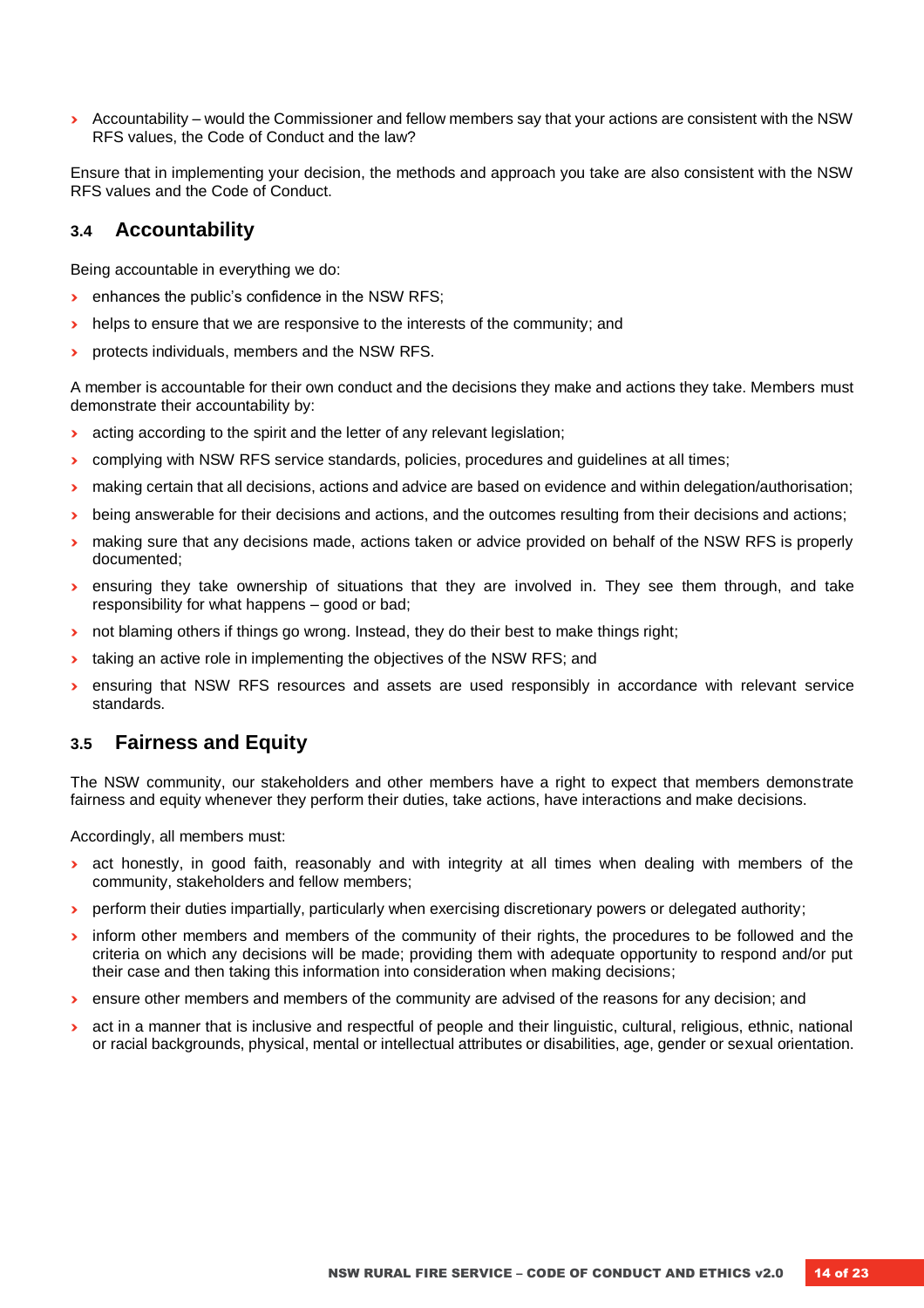- Accountability – would the Commissioner and fellow members say that your actions are consistent with the NSW RFS values, the Code of Conduct and the law?

Ensure that in implementing your decision, the methods and approach you take are also consistent with the NSW RFS values and the Code of Conduct.

## 3.4 Accountability

Being accountable in everything we do:

- enhances the public's confidence in the NSW RFS;
- helps to ensure that we are responsive to the interests of the community; and
- protects individuals, members and the NSW RFS.

A member is accountable for their own conduct and the decisions they make and actions they take. Members must demonstrate their accountability by:

- acting according to the spirit and the letter of any relevant legislation;
- complying with NSW RFS service standards, policies, procedures and guidelines at all times;
- making certain that all decisions, actions and advice are based on evidence and within delegation/authorisation;
- being answerable for their decisions and actions, and the outcomes resulting from their decisions and actions;
- making sure that any decisions made, actions taken or advice provided on behalf of the NSW RFS is properly documented;
- ensuring they take ownership of situations that they are involved in. They see them through, and take responsibility for what happens – good or bad;
- not blaming others if things go wrong. Instead, they do their best to make things right;
- taking an active role in implementing the objectives of the NSW RFS; and
- ensuring that NSW RFS resources and assets are used responsibly in accordance with relevant service standards.

## 3.5 Fairness and Equity

The NSW community, our stakeholders and other members have a right to expect that members demonstrate fairness and equity whenever they perform their duties, take actions, have interactions and make decisions.

Accordingly, all members must:

- act honestly, in good faith, reasonably and with integrity at all times when dealing with members of the community, stakeholders and fellow members;
- perform their duties impartially, particularly when exercising discretionary powers or delegated authority;
- inform other members and members of the community of their rights, the procedures to be followed and the criteria on which any decisions will be made; providing them with adequate opportunity to respond and/or put their case and then taking this information into consideration when making decisions;
- ensure other members and members of the community are advised of the reasons for any decision; and
- act in a manner that is inclusive and respectful of people and their linguistic, cultural, religious, ethnic, national or racial backgrounds, physical, mental or intellectual attributes or disabilities, age, gender or sexual orientation.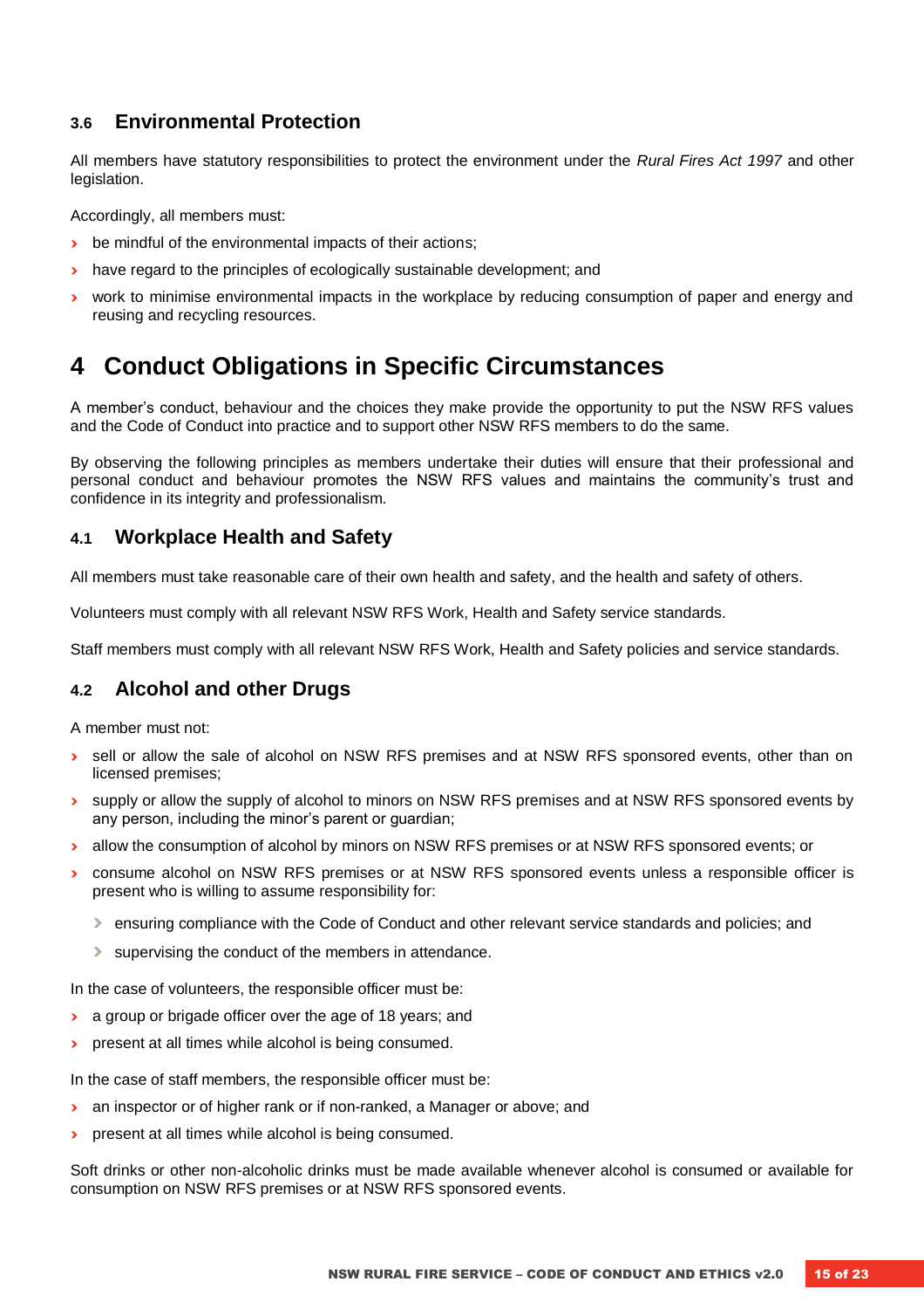### 3.6 Environmental Protection

All members have statutory responsibilities to protect the environment under the *Rural Fires Act 1997* and other legislation.

Accordingly, all members must:

- be mindful of the environmental impacts of their actions;
- have regard to the principles of ecologically sustainable development; and
- work to minimise environmental impacts in the workplace by reducing consumption of paper and energy and reusing and recycling resources.

# 4 Conduct Obligations in Specific Circumstances

A member's conduct, behaviour and the choices they make provide the opportunity to put the NSW RFS values and the Code of Conduct into practice and to support other NSW RFS members to do the same.

By observing the following principles as members undertake their duties will ensure that their professional and personal conduct and behaviour promotes the NSW RFS values and maintains the community's trust and confidence in its integrity and professionalism.

### 4.1 Workplace Health and Safety

All members must take reasonable care of their own health and safety, and the health and safety of others.

Volunteers must comply with all relevant NSW RFS Work, Health and Safety service standards.

Staff members must comply with all relevant NSW RFS Work, Health and Safety policies and service standards.

### 4.2 Alcohol and other Drugs

A member must not:

- sell or allow the sale of alcohol on NSW RFS premises and at NSW RFS sponsored events, other than on licensed premises;
- supply or allow the supply of alcohol to minors on NSW RFS premises and at NSW RFS sponsored events by any person, including the minor's parent or guardian;
- allow the consumption of alcohol by minors on NSW RFS premises or at NSW RFS sponsored events; or
- consume alcohol on NSW RFS premises or at NSW RFS sponsored events unless a responsible officer is present who is willing to assume responsibility for:
  - ensuring compliance with the Code of Conduct and other relevant service standards and policies; and
  - supervising the conduct of the members in attendance.

In the case of volunteers, the responsible officer must be:

- a group or brigade officer over the age of 18 years; and
- present at all times while alcohol is being consumed.

In the case of staff members, the responsible officer must be:

- an inspector or of higher rank or if non-ranked, a Manager or above; and
- present at all times while alcohol is being consumed.

Soft drinks or other non-alcoholic drinks must be made available whenever alcohol is consumed or available for consumption on NSW RFS premises or at NSW RFS sponsored events.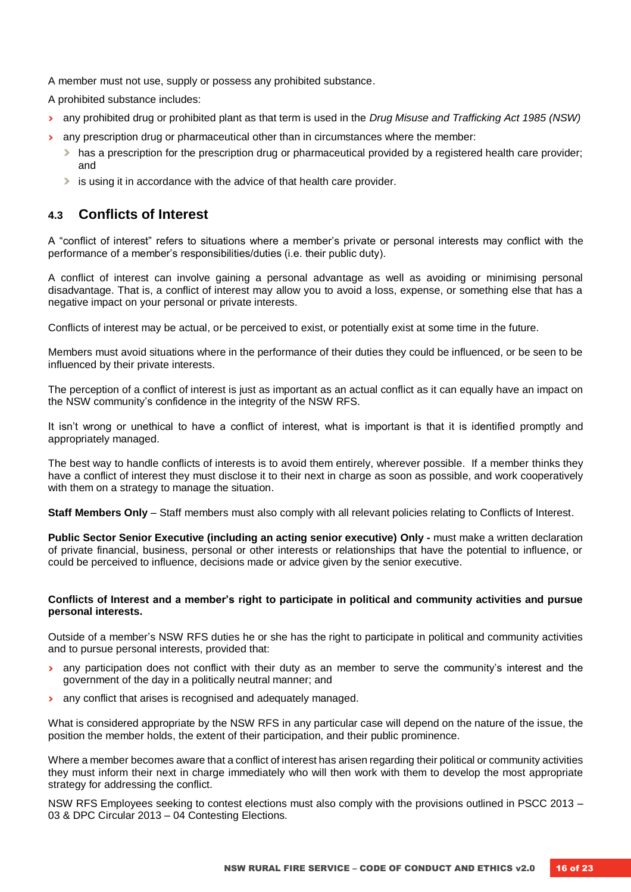A member must not use, supply or possess any prohibited substance.

A prohibited substance includes:

- any prohibited drug or prohibited plant as that term is used in the *Drug Misuse and Trafficking Act 1985 (NSW)*
- any prescription drug or pharmaceutical other than in circumstances where the member:
  - has a prescription for the prescription drug or pharmaceutical provided by a registered health care provider; and
  - is using it in accordance with the advice of that health care provider.

## 4.3 Conflicts of Interest

A "conflict of interest" refers to situations where a member's private or personal interests may conflict with the performance of a member's responsibilities/duties (i.e. their public duty).

A conflict of interest can involve gaining a personal advantage as well as avoiding or minimising personal disadvantage. That is, a conflict of interest may allow you to avoid a loss, expense, or something else that has a negative impact on your personal or private interests.

Conflicts of interest may be actual, or be perceived to exist, or potentially exist at some time in the future.

Members must avoid situations where in the performance of their duties they could be influenced, or be seen to be influenced by their private interests.

The perception of a conflict of interest is just as important as an actual conflict as it can equally have an impact on the NSW community's confidence in the integrity of the NSW RFS.

It isn't wrong or unethical to have a conflict of interest, what is important is that it is identified promptly and appropriately managed.

The best way to handle conflicts of interests is to avoid them entirely, wherever possible. If a member thinks they have a conflict of interest they must disclose it to their next in charge as soon as possible, and work cooperatively with them on a strategy to manage the situation.

**Staff Members Only** – Staff members must also comply with all relevant policies relating to Conflicts of Interest.

**Public Sector Senior Executive (including an acting senior executive) Only -** must make a written declaration of private financial, business, personal or other interests or relationships that have the potential to influence, or could be perceived to influence, decisions made or advice given by the senior executive.

**Conflicts of Interest and a member's right to participate in political and community activities and pursue personal interests.**

Outside of a member's NSW RFS duties he or she has the right to participate in political and community activities and to pursue personal interests, provided that:

- any participation does not conflict with their duty as an member to serve the community's interest and the government of the day in a politically neutral manner; and
- any conflict that arises is recognised and adequately managed.

What is considered appropriate by the NSW RFS in any particular case will depend on the nature of the issue, the position the member holds, the extent of their participation, and their public prominence.

Where a member becomes aware that a conflict of interest has arisen regarding their political or community activities they must inform their next in charge immediately who will then work with them to develop the most appropriate strategy for addressing the conflict.

NSW RFS Employees seeking to contest elections must also comply with the provisions outlined in PSCC 2013 – 03 & DPC Circular 2013 – 04 Contesting Elections.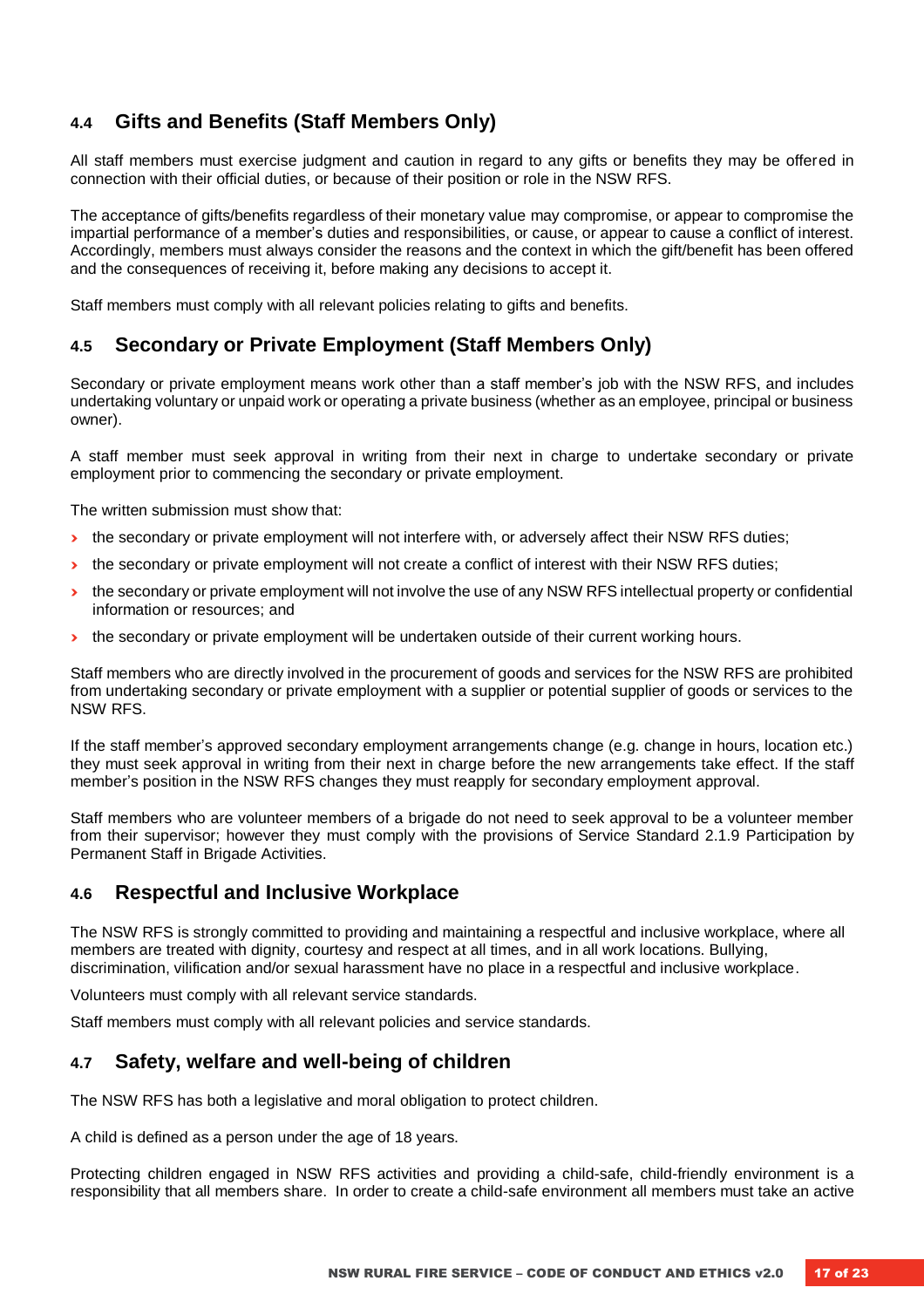## 4.4 Gifts and Benefits (Staff Members Only)

All staff members must exercise judgment and caution in regard to any gifts or benefits they may be offered in connection with their official duties, or because of their position or role in the NSW RFS.

The acceptance of gifts/benefits regardless of their monetary value may compromise, or appear to compromise the impartial performance of a member's duties and responsibilities, or cause, or appear to cause a conflict of interest. Accordingly, members must always consider the reasons and the context in which the gift/benefit has been offered and the consequences of receiving it, before making any decisions to accept it.

Staff members must comply with all relevant policies relating to gifts and benefits.

## 4.5 Secondary or Private Employment (Staff Members Only)

Secondary or private employment means work other than a staff member's job with the NSW RFS, and includes undertaking voluntary or unpaid work or operating a private business (whether as an employee, principal or business owner).

A staff member must seek approval in writing from their next in charge to undertake secondary or private employment prior to commencing the secondary or private employment.

The written submission must show that:

- the secondary or private employment will not interfere with, or adversely affect their NSW RFS duties;
- the secondary or private employment will not create a conflict of interest with their NSW RFS duties;
- the secondary or private employment will not involve the use of any NSW RFS intellectual property or confidential information or resources; and
- the secondary or private employment will be undertaken outside of their current working hours.

Staff members who are directly involved in the procurement of goods and services for the NSW RFS are prohibited from undertaking secondary or private employment with a supplier or potential supplier of goods or services to the NSW RFS.

If the staff member's approved secondary employment arrangements change (e.g. change in hours, location etc.) they must seek approval in writing from their next in charge before the new arrangements take effect. If the staff member's position in the NSW RFS changes they must reapply for secondary employment approval.

Staff members who are volunteer members of a brigade do not need to seek approval to be a volunteer member from their supervisor; however they must comply with the provisions of Service Standard 2.1.9 Participation by Permanent Staff in Brigade Activities.

## 4.6 Respectful and Inclusive Workplace

The NSW RFS is strongly committed to providing and maintaining a respectful and inclusive workplace, where all members are treated with dignity, courtesy and respect at all times, and in all work locations. Bullying, discrimination, vilification and/or sexual harassment have no place in a respectful and inclusive workplace.

Volunteers must comply with all relevant service standards.

Staff members must comply with all relevant policies and service standards.

## 4.7 Safety, welfare and well-being of children

The NSW RFS has both a legislative and moral obligation to protect children.

A child is defined as a person under the age of 18 years.

Protecting children engaged in NSW RFS activities and providing a child-safe, child-friendly environment is a responsibility that all members share. In order to create a child-safe environment all members must take an active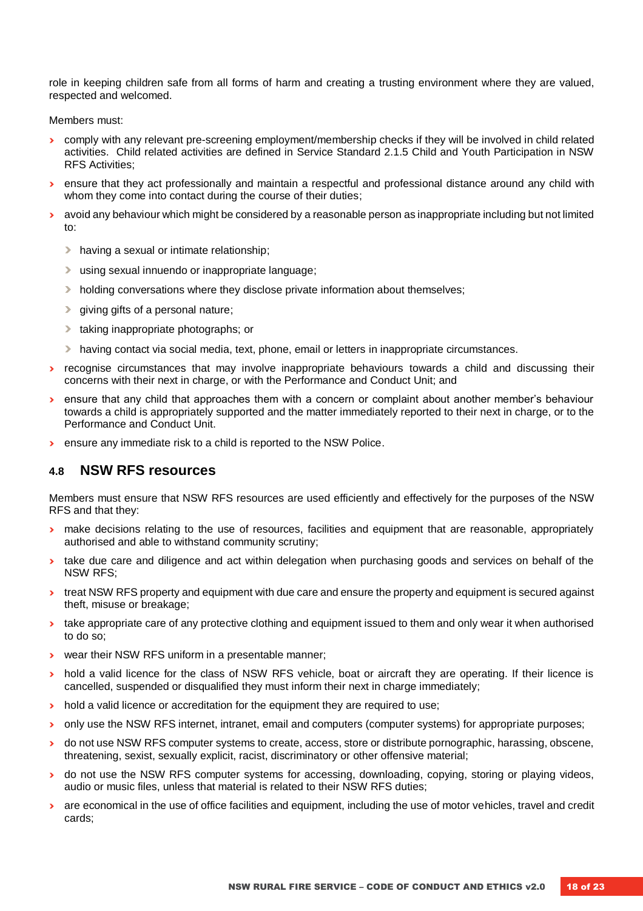role in keeping children safe from all forms of harm and creating a trusting environment where they are valued, respected and welcomed.

Members must:

- comply with any relevant pre-screening employment/membership checks if they will be involved in child related activities. Child related activities are defined in Service Standard 2.1.5 Child and Youth Participation in NSW RFS Activities;
- ensure that they act professionally and maintain a respectful and professional distance around any child with whom they come into contact during the course of their duties;
- avoid any behaviour which might be considered by a reasonable person as inappropriate including but not limited to:
  - having a sexual or intimate relationship;
  - using sexual innuendo or inappropriate language;
  - holding conversations where they disclose private information about themselves;
  - giving gifts of a personal nature;
  - taking inappropriate photographs; or
  - having contact via social media, text, phone, email or letters in inappropriate circumstances.
- recognise circumstances that may involve inappropriate behaviours towards a child and discussing their concerns with their next in charge, or with the Performance and Conduct Unit; and
- ensure that any child that approaches them with a concern or complaint about another member's behaviour towards a child is appropriately supported and the matter immediately reported to their next in charge, or to the Performance and Conduct Unit.
- ensure any immediate risk to a child is reported to the NSW Police.

### 4.8 NSW RFS resources

Members must ensure that NSW RFS resources are used efficiently and effectively for the purposes of the NSW RFS and that they:

- make decisions relating to the use of resources, facilities and equipment that are reasonable, appropriately authorised and able to withstand community scrutiny;
- take due care and diligence and act within delegation when purchasing goods and services on behalf of the NSW RFS;
- treat NSW RFS property and equipment with due care and ensure the property and equipment is secured against theft, misuse or breakage;
- take appropriate care of any protective clothing and equipment issued to them and only wear it when authorised to do so;
- wear their NSW RFS uniform in a presentable manner;
- hold a valid licence for the class of NSW RFS vehicle, boat or aircraft they are operating. If their licence is cancelled, suspended or disqualified they must inform their next in charge immediately;
- hold a valid licence or accreditation for the equipment they are required to use;
- only use the NSW RFS internet, intranet, email and computers (computer systems) for appropriate purposes;
- do not use NSW RFS computer systems to create, access, store or distribute pornographic, harassing, obscene, threatening, sexist, sexually explicit, racist, discriminatory or other offensive material;
- do not use the NSW RFS computer systems for accessing, downloading, copying, storing or playing videos, audio or music files, unless that material is related to their NSW RFS duties;
- are economical in the use of office facilities and equipment, including the use of motor vehicles, travel and credit cards;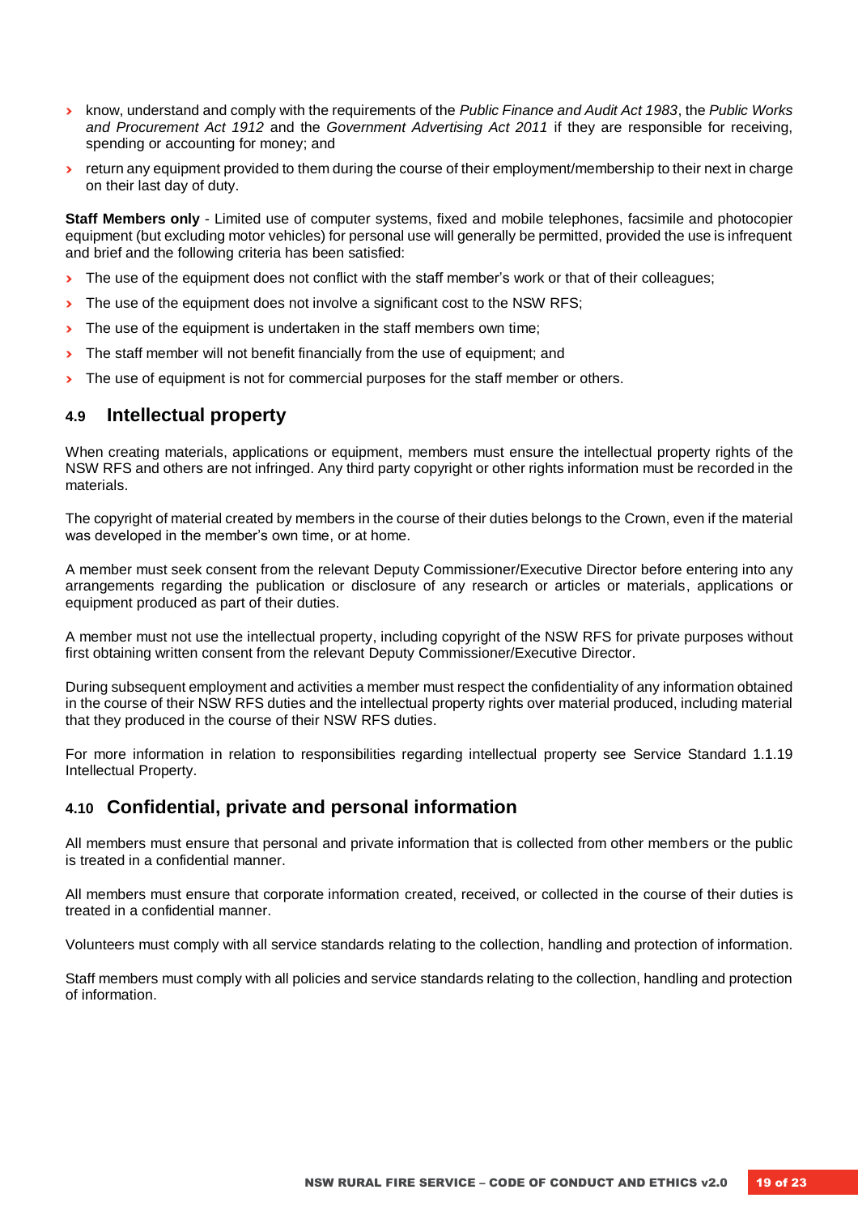- know, understand and comply with the requirements of the *Public Finance and Audit Act 1983*, the *Public Works and Procurement Act 1912* and the *Government Advertising Act 2011* if they are responsible for receiving, spending or accounting for money; and
- return any equipment provided to them during the course of their employment/membership to their next in charge on their last day of duty.

**Staff Members only** - Limited use of computer systems, fixed and mobile telephones, facsimile and photocopier equipment (but excluding motor vehicles) for personal use will generally be permitted, provided the use is infrequent and brief and the following criteria has been satisfied:

- The use of the equipment does not conflict with the staff member's work or that of their colleagues;
- The use of the equipment does not involve a significant cost to the NSW RFS;
- The use of the equipment is undertaken in the staff members own time;
- The staff member will not benefit financially from the use of equipment; and
- The use of equipment is not for commercial purposes for the staff member or others.

## 4.9 Intellectual property

When creating materials, applications or equipment, members must ensure the intellectual property rights of the NSW RFS and others are not infringed. Any third party copyright or other rights information must be recorded in the materials.

The copyright of material created by members in the course of their duties belongs to the Crown, even if the material was developed in the member's own time, or at home.

A member must seek consent from the relevant Deputy Commissioner/Executive Director before entering into any arrangements regarding the publication or disclosure of any research or articles or materials, applications or equipment produced as part of their duties.

A member must not use the intellectual property, including copyright of the NSW RFS for private purposes without first obtaining written consent from the relevant Deputy Commissioner/Executive Director.

During subsequent employment and activities a member must respect the confidentiality of any information obtained in the course of their NSW RFS duties and the intellectual property rights over material produced, including material that they produced in the course of their NSW RFS duties.

For more information in relation to responsibilities regarding intellectual property see Service Standard 1.1.19 Intellectual Property.

## 4.10 Confidential, private and personal information

All members must ensure that personal and private information that is collected from other members or the public is treated in a confidential manner.

All members must ensure that corporate information created, received, or collected in the course of their duties is treated in a confidential manner.

Volunteers must comply with all service standards relating to the collection, handling and protection of information.

Staff members must comply with all policies and service standards relating to the collection, handling and protection of information.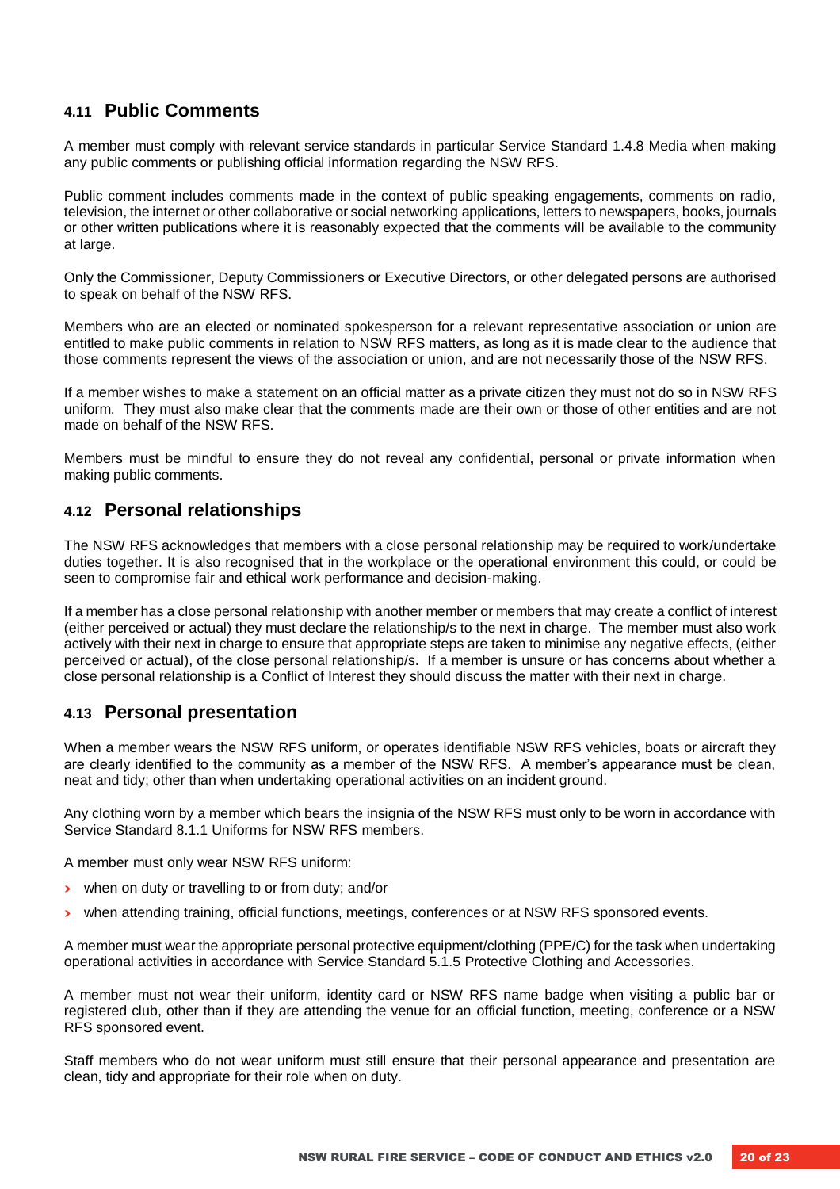## 4.11 Public Comments

A member must comply with relevant service standards in particular Service Standard 1.4.8 Media when making any public comments or publishing official information regarding the NSW RFS.

Public comment includes comments made in the context of public speaking engagements, comments on radio, television, the internet or other collaborative or social networking applications, letters to newspapers, books, journals or other written publications where it is reasonably expected that the comments will be available to the community at large.

Only the Commissioner, Deputy Commissioners or Executive Directors, or other delegated persons are authorised to speak on behalf of the NSW RFS.

Members who are an elected or nominated spokesperson for a relevant representative association or union are entitled to make public comments in relation to NSW RFS matters, as long as it is made clear to the audience that those comments represent the views of the association or union, and are not necessarily those of the NSW RFS.

If a member wishes to make a statement on an official matter as a private citizen they must not do so in NSW RFS uniform. They must also make clear that the comments made are their own or those of other entities and are not made on behalf of the NSW RFS.

Members must be mindful to ensure they do not reveal any confidential, personal or private information when making public comments.

## 4.12 Personal relationships

The NSW RFS acknowledges that members with a close personal relationship may be required to work/undertake duties together. It is also recognised that in the workplace or the operational environment this could, or could be seen to compromise fair and ethical work performance and decision-making.

If a member has a close personal relationship with another member or members that may create a conflict of interest (either perceived or actual) they must declare the relationship/s to the next in charge. The member must also work actively with their next in charge to ensure that appropriate steps are taken to minimise any negative effects, (either perceived or actual), of the close personal relationship/s. If a member is unsure or has concerns about whether a close personal relationship is a Conflict of Interest they should discuss the matter with their next in charge.

## 4.13 Personal presentation

When a member wears the NSW RFS uniform, or operates identifiable NSW RFS vehicles, boats or aircraft they are clearly identified to the community as a member of the NSW RFS. A member's appearance must be clean, neat and tidy; other than when undertaking operational activities on an incident ground.

Any clothing worn by a member which bears the insignia of the NSW RFS must only to be worn in accordance with Service Standard 8.1.1 Uniforms for NSW RFS members.

A member must only wear NSW RFS uniform:

- when on duty or travelling to or from duty; and/or
- when attending training, official functions, meetings, conferences or at NSW RFS sponsored events.

A member must wear the appropriate personal protective equipment/clothing (PPE/C) for the task when undertaking operational activities in accordance with Service Standard 5.1.5 Protective Clothing and Accessories.

A member must not wear their uniform, identity card or NSW RFS name badge when visiting a public bar or registered club, other than if they are attending the venue for an official function, meeting, conference or a NSW RFS sponsored event.

Staff members who do not wear uniform must still ensure that their personal appearance and presentation are clean, tidy and appropriate for their role when on duty.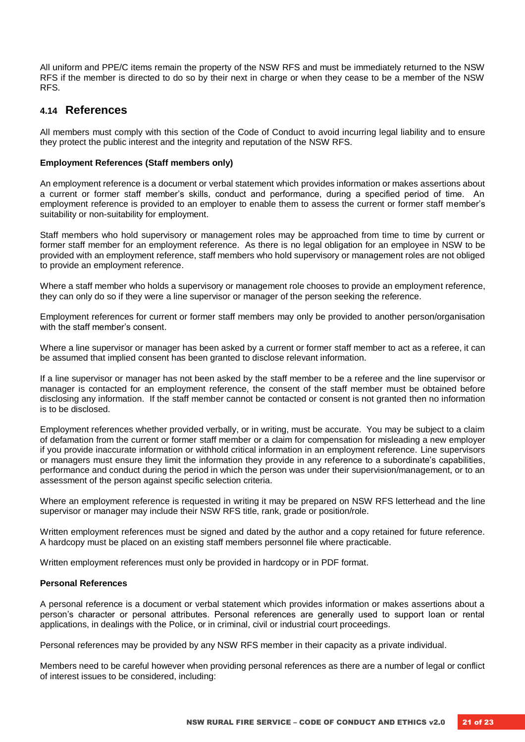All uniform and PPE/C items remain the property of the NSW RFS and must be immediately returned to the NSW RFS if the member is directed to do so by their next in charge or when they cease to be a member of the NSW RFS.

## 4.14 References

All members must comply with this section of the Code of Conduct to avoid incurring legal liability and to ensure they protect the public interest and the integrity and reputation of the NSW RFS.

**Employment References (Staff members only)**

An employment reference is a document or verbal statement which provides information or makes assertions about a current or former staff member's skills, conduct and performance, during a specified period of time. An employment reference is provided to an employer to enable them to assess the current or former staff member's suitability or non-suitability for employment.

Staff members who hold supervisory or management roles may be approached from time to time by current or former staff member for an employment reference. As there is no legal obligation for an employee in NSW to be provided with an employment reference, staff members who hold supervisory or management roles are not obliged to provide an employment reference.

Where a staff member who holds a supervisory or management role chooses to provide an employment reference, they can only do so if they were a line supervisor or manager of the person seeking the reference.

Employment references for current or former staff members may only be provided to another person/organisation with the staff member's consent.

Where a line supervisor or manager has been asked by a current or former staff member to act as a referee, it can be assumed that implied consent has been granted to disclose relevant information.

If a line supervisor or manager has not been asked by the staff member to be a referee and the line supervisor or manager is contacted for an employment reference, the consent of the staff member must be obtained before disclosing any information. If the staff member cannot be contacted or consent is not granted then no information is to be disclosed.

Employment references whether provided verbally, or in writing, must be accurate. You may be subject to a claim of defamation from the current or former staff member or a claim for compensation for misleading a new employer if you provide inaccurate information or withhold critical information in an employment reference. Line supervisors or managers must ensure they limit the information they provide in any reference to a subordinate's capabilities, performance and conduct during the period in which the person was under their supervision/management, or to an assessment of the person against specific selection criteria.

Where an employment reference is requested in writing it may be prepared on NSW RFS letterhead and the line supervisor or manager may include their NSW RFS title, rank, grade or position/role.

Written employment references must be signed and dated by the author and a copy retained for future reference. A hardcopy must be placed on an existing staff members personnel file where practicable.

Written employment references must only be provided in hardcopy or in PDF format.

**Personal References**

A personal reference is a document or verbal statement which provides information or makes assertions about a person's character or personal attributes. Personal references are generally used to support loan or rental applications, in dealings with the Police, or in criminal, civil or industrial court proceedings.

Personal references may be provided by any NSW RFS member in their capacity as a private individual.

Members need to be careful however when providing personal references as there are a number of legal or conflict of interest issues to be considered, including: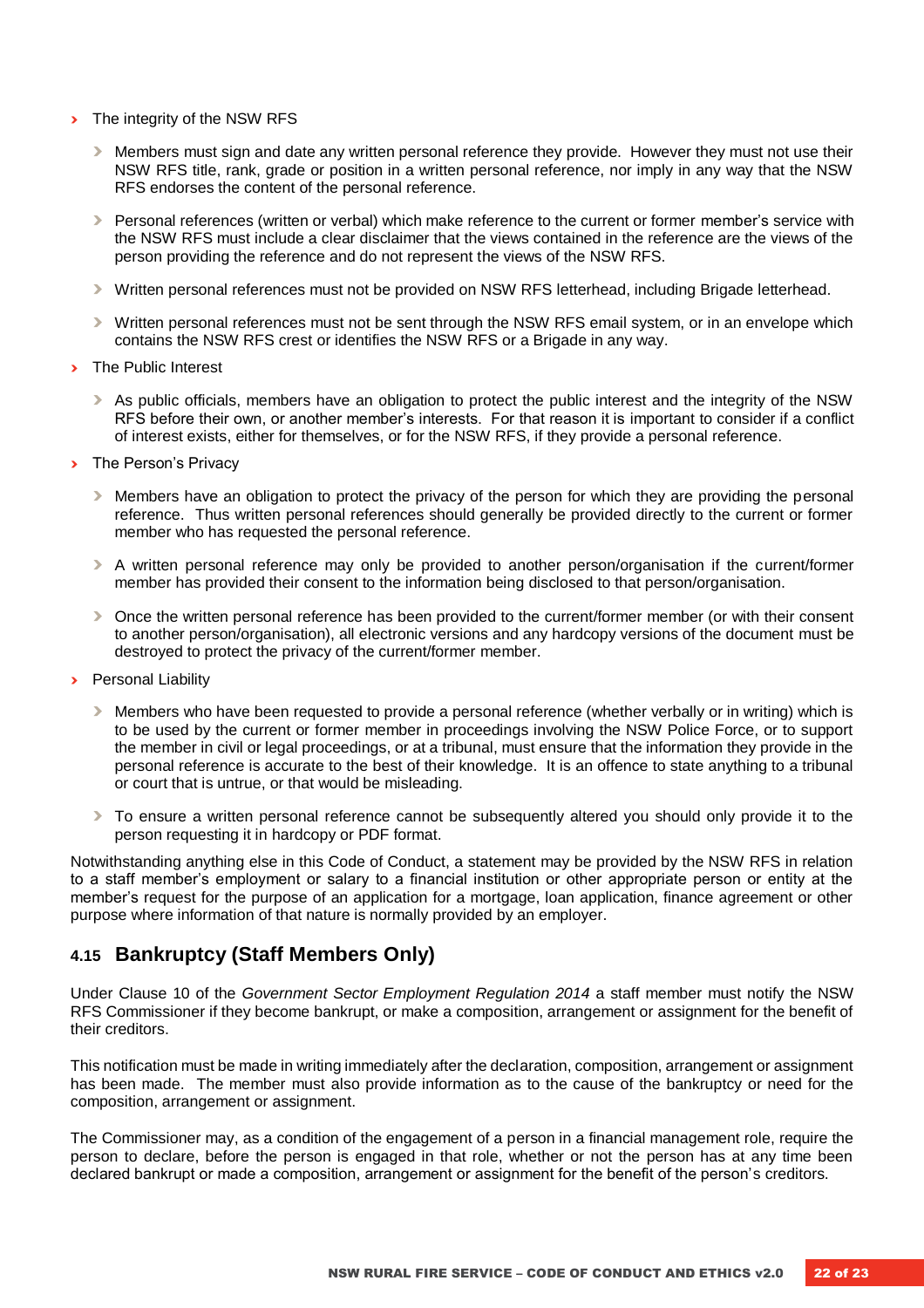- The integrity of the NSW RFS
  - Members must sign and date any written personal reference they provide. However they must not use their NSW RFS title, rank, grade or position in a written personal reference, nor imply in any way that the NSW RFS endorses the content of the personal reference.
  - Personal references (written or verbal) which make reference to the current or former member's service with the NSW RFS must include a clear disclaimer that the views contained in the reference are the views of the person providing the reference and do not represent the views of the NSW RFS.
  - Written personal references must not be provided on NSW RFS letterhead, including Brigade letterhead.
  - Written personal references must not be sent through the NSW RFS email system, or in an envelope which contains the NSW RFS crest or identifies the NSW RFS or a Brigade in any way.
- The Public Interest
  - As public officials, members have an obligation to protect the public interest and the integrity of the NSW RFS before their own, or another member's interests. For that reason it is important to consider if a conflict of interest exists, either for themselves, or for the NSW RFS, if they provide a personal reference.
- The Person's Privacy
  - Members have an obligation to protect the privacy of the person for which they are providing the personal reference. Thus written personal references should generally be provided directly to the current or former member who has requested the personal reference.
  - A written personal reference may only be provided to another person/organisation if the current/former member has provided their consent to the information being disclosed to that person/organisation.
  - Once the written personal reference has been provided to the current/former member (or with their consent to another person/organisation), all electronic versions and any hardcopy versions of the document must be destroyed to protect the privacy of the current/former member.
- Personal Liability
  - Members who have been requested to provide a personal reference (whether verbally or in writing) which is to be used by the current or former member in proceedings involving the NSW Police Force, or to support the member in civil or legal proceedings, or at a tribunal, must ensure that the information they provide in the personal reference is accurate to the best of their knowledge. It is an offence to state anything to a tribunal or court that is untrue, or that would be misleading.
  - To ensure a written personal reference cannot be subsequently altered you should only provide it to the person requesting it in hardcopy or PDF format.

Notwithstanding anything else in this Code of Conduct, a statement may be provided by the NSW RFS in relation to a staff member's employment or salary to a financial institution or other appropriate person or entity at the member's request for the purpose of an application for a mortgage, loan application, finance agreement or other purpose where information of that nature is normally provided by an employer.

## 4.15 Bankruptcy (Staff Members Only)

Under Clause 10 of the *Government Sector Employment Regulation 2014* a staff member must notify the NSW RFS Commissioner if they become bankrupt, or make a composition, arrangement or assignment for the benefit of their creditors.

This notification must be made in writing immediately after the declaration, composition, arrangement or assignment has been made. The member must also provide information as to the cause of the bankruptcy or need for the composition, arrangement or assignment.

The Commissioner may, as a condition of the engagement of a person in a financial management role, require the person to declare, before the person is engaged in that role, whether or not the person has at any time been declared bankrupt or made a composition, arrangement or assignment for the benefit of the person's creditors.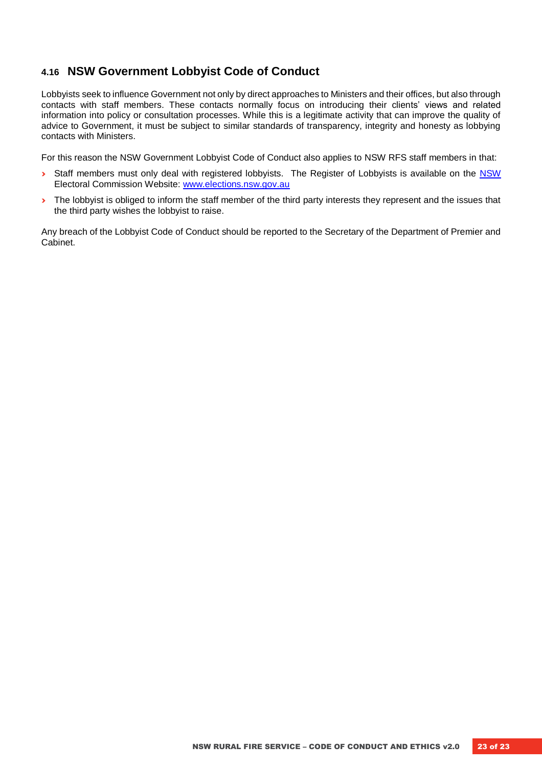## 4.16 NSW Government Lobbyist Code of Conduct

Lobbyists seek to influence Government not only by direct approaches to Ministers and their offices, but also through contacts with staff members. These contacts normally focus on introducing their clients' views and related information into policy or consultation processes. While this is a legitimate activity that can improve the quality of advice to Government, it must be subject to similar standards of transparency, integrity and honesty as lobbying contacts with Ministers.

For this reason the NSW Government Lobbyist Code of Conduct also applies to NSW RFS staff members in that:

- Staff members must only deal with registered lobbyists. The Register of Lobbyists is available on the NSW Electoral Commission Website: www.elections.nsw.gov.au
- The lobbyist is obliged to inform the staff member of the third party interests they represent and the issues that the third party wishes the lobbyist to raise.

Any breach of the Lobbyist Code of Conduct should be reported to the Secretary of the Department of Premier and Cabinet.